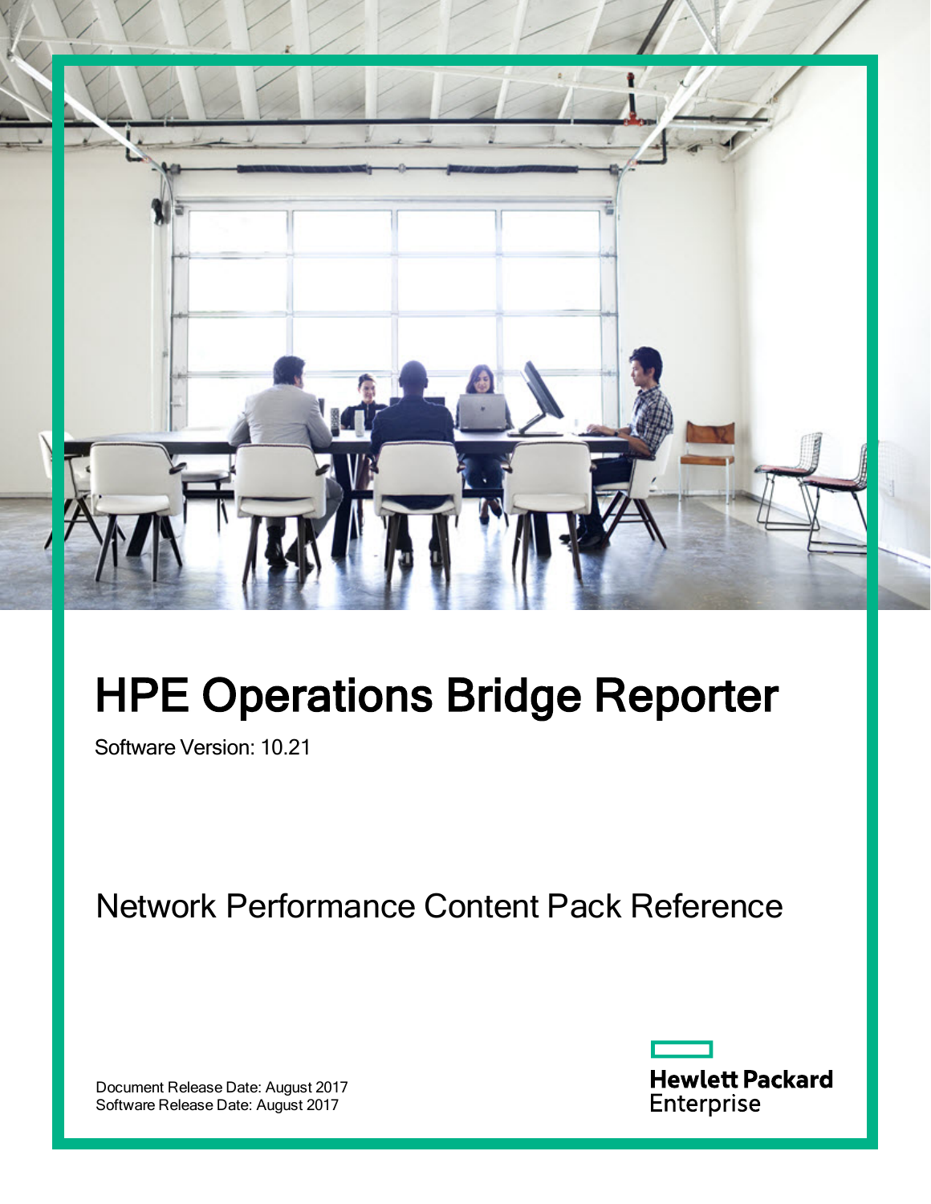# HPE Operations Bridge Reporter

Software Version: 10.21

## Network Performance Content Pack Reference

Document Release Date: August 2017
Software Release Date: August 2017

Hewlett Packard Enterprise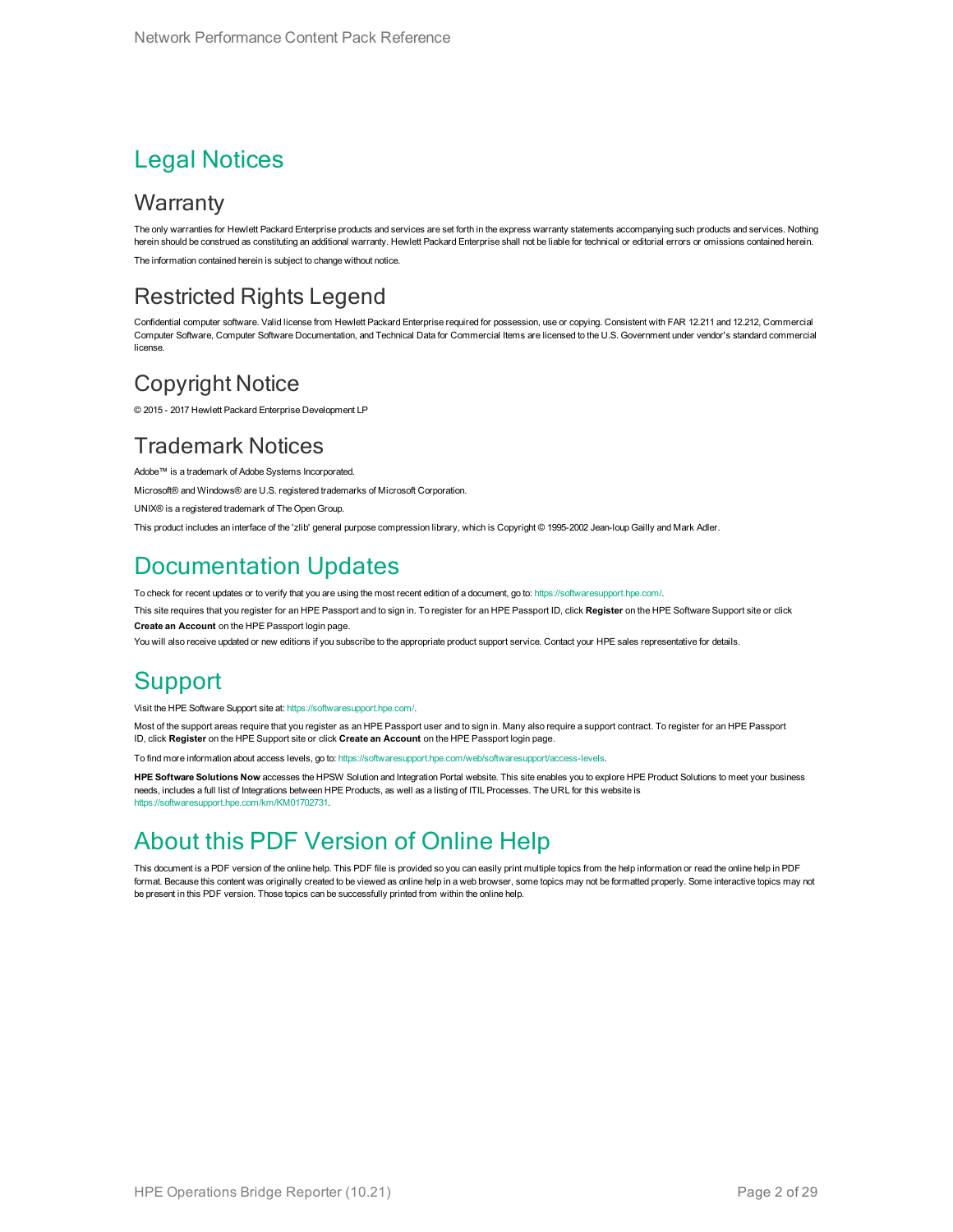# Legal Notices

## Warranty

The only warranties for Hewlett Packard Enterprise products and services are set forth in the express warranty statements accompanying such products and services. Nothing herein should be construed as constituting an additional warranty. Hewlett Packard Enterprise shall not be liable for technical or editorial errors or omissions contained herein.

The information contained herein is subject to change without notice.

## Restricted Rights Legend

Confidential computer software. Valid license from Hewlett Packard Enterprise required for possession, use or copying. Consistent with FAR 12.211 and 12.212, Commercial Computer Software, Computer Software Documentation, and Technical Data for Commercial Items are licensed to the U.S. Government under vendor's standard commercial license.

## Copyright Notice

© 2015 - 2017 Hewlett Packard Enterprise Development LP

## Trademark Notices

Adobe™ is a trademark of Adobe Systems Incorporated.

Microsoft® and Windows® are U.S. registered trademarks of Microsoft Corporation.

UNIX® is a registered trademark of The Open Group.

This product includes an interface of the 'zlib' general purpose compression library, which is Copyright © 1995-2002 Jean-loup Gailly and Mark Adler.

# Documentation Updates

To check for recent updates or to verify that you are using the most recent edition of a document, go to: https://softwaresupport.hpe.com/.

This site requires that you register for an HPE Passport and to sign in. To register for an HPE Passport ID, click **Register** on the HPE Software Support site or click **Create an Account** on the HPE Passport login page.

You will also receive updated or new editions if you subscribe to the appropriate product support service. Contact your HPE sales representative for details.

# Support

Visit the HPE Software Support site at: https://softwaresupport.hpe.com/.

Most of the support areas require that you register as an HPE Passport user and to sign in. Many also require a support contract. To register for an HPE Passport ID, click **Register** on the HPE Support site or click **Create an Account** on the HPE Passport login page.

To find more information about access levels, go to: https://softwaresupport.hpe.com/web/softwaresupport/access-levels.

**HPE Software Solutions Now** accesses the HPSW Solution and Integration Portal website. This site enables you to explore HPE Product Solutions to meet your business needs, includes a full list of Integrations between HPE Products, as well as a listing of ITIL Processes. The URL for this website is https://softwaresupport.hpe.com/km/KM01702731.

# About this PDF Version of Online Help

This document is a PDF version of the online help. This PDF file is provided so you can easily print multiple topics from the help information or read the online help in PDF format. Because this content was originally created to be viewed as online help in a web browser, some topics may not be formatted properly. Some interactive topics may not be present in this PDF version. Those topics can be successfully printed from within the online help.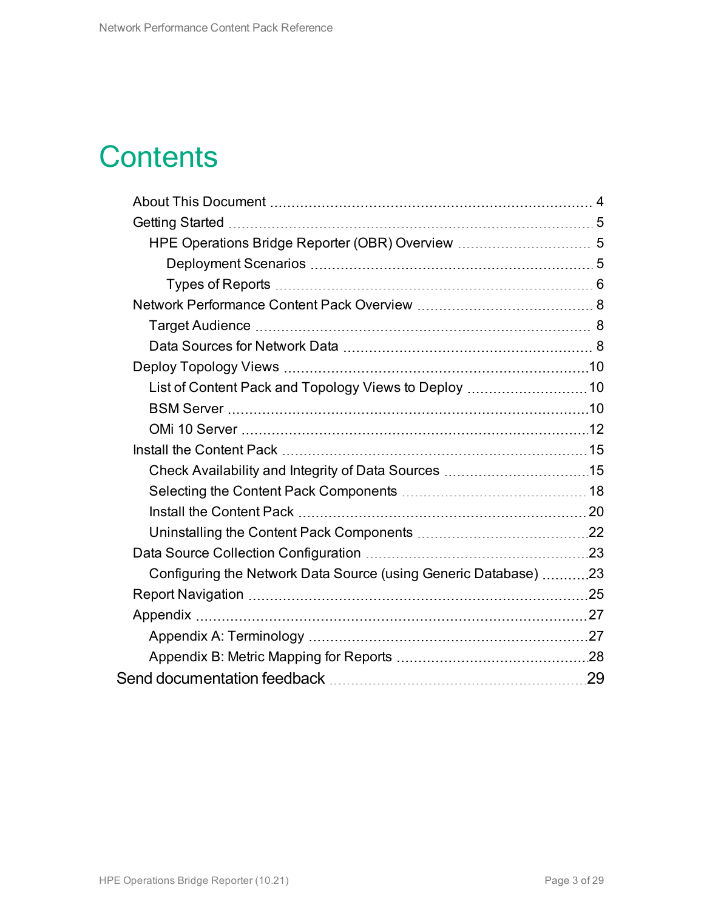# Contents

- About This Document 4
- Getting Started 5
  - HPE Operations Bridge Reporter (OBR) Overview 5
    - Deployment Scenarios 5
    - Types of Reports 6
- Network Performance Content Pack Overview 8
  - Target Audience 8
  - Data Sources for Network Data 8
- Deploy Topology Views 10
  - List of Content Pack and Topology Views to Deploy 10
  - BSM Server 10
  - OMi 10 Server 12
- Install the Content Pack 15
  - Check Availability and Integrity of Data Sources 15
  - Selecting the Content Pack Components 18
  - Install the Content Pack 20
  - Uninstalling the Content Pack Components 22
- Data Source Collection Configuration 23
  - Configuring the Network Data Source (using Generic Database) 23
- Report Navigation 25
- Appendix 27
  - Appendix A: Terminology 27
  - Appendix B: Metric Mapping for Reports 28

Send documentation feedback 29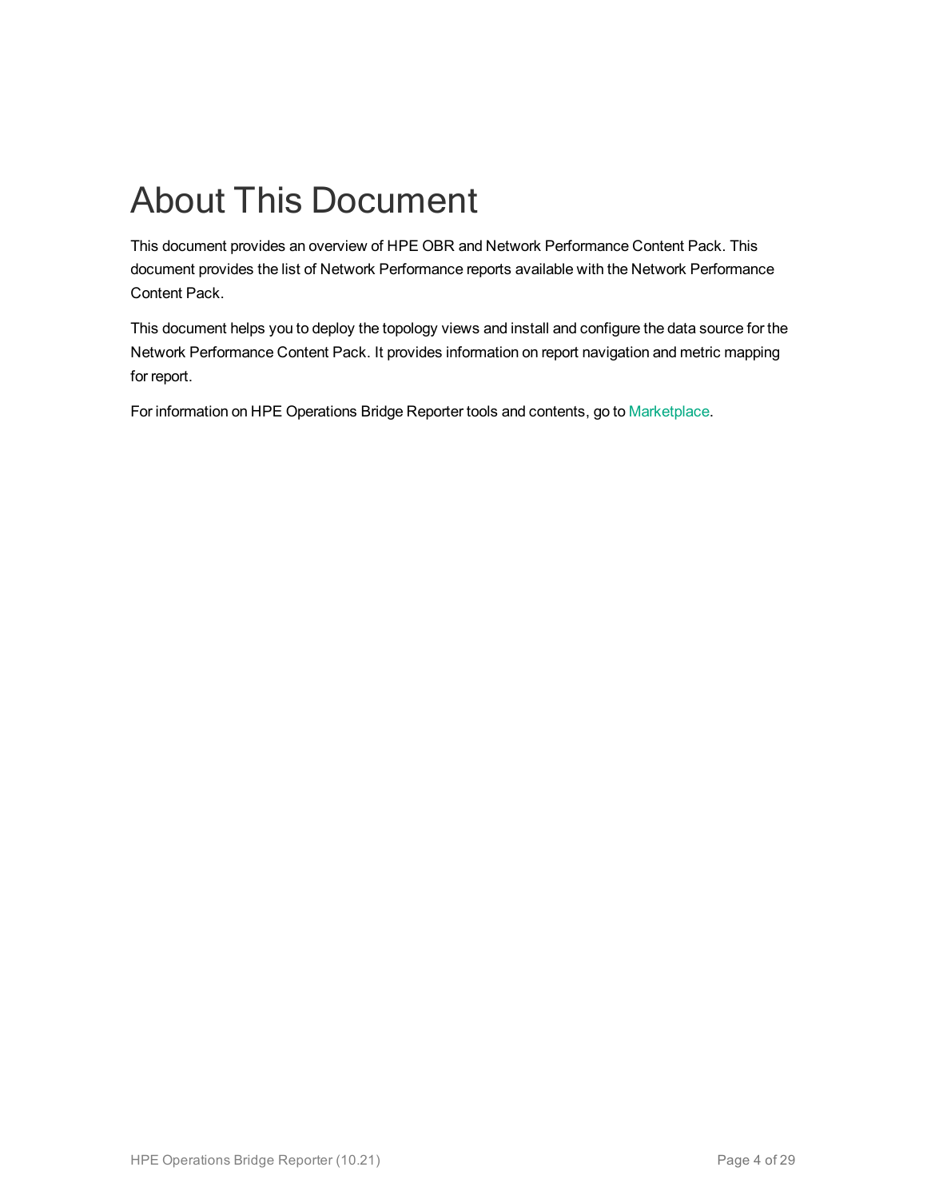# About This Document

This document provides an overview of HPE OBR and Network Performance Content Pack. This document provides the list of Network Performance reports available with the Network Performance Content Pack.

This document helps you to deploy the topology views and install and configure the data source for the Network Performance Content Pack. It provides information on report navigation and metric mapping for report.

For information on HPE Operations Bridge Reporter tools and contents, go to Marketplace.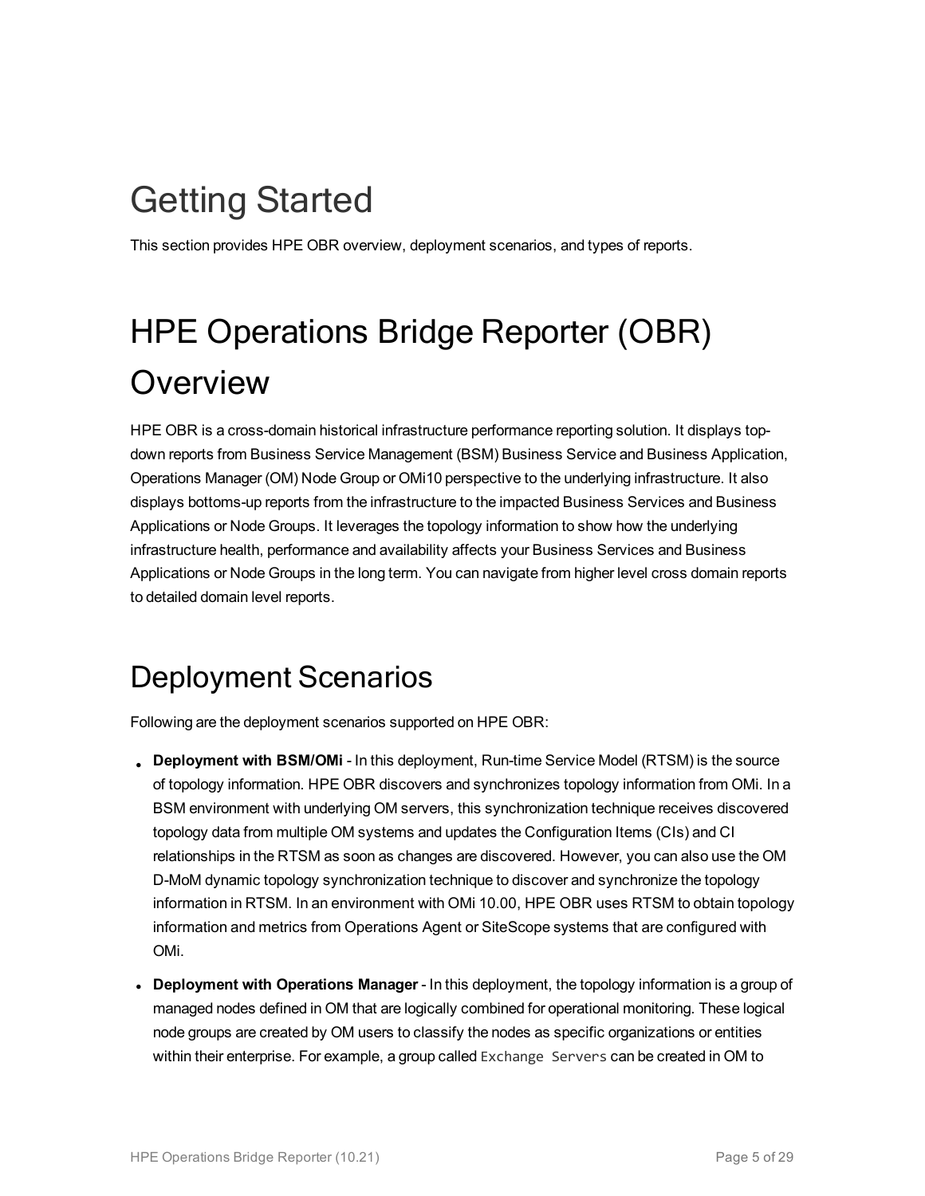# Getting Started

This section provides HPE OBR overview, deployment scenarios, and types of reports.

# HPE Operations Bridge Reporter (OBR) Overview

HPE OBR is a cross-domain historical infrastructure performance reporting solution. It displays top-down reports from Business Service Management (BSM) Business Service and Business Application, Operations Manager (OM) Node Group or OMi10 perspective to the underlying infrastructure. It also displays bottoms-up reports from the infrastructure to the impacted Business Services and Business Applications or Node Groups. It leverages the topology information to show how the underlying infrastructure health, performance and availability affects your Business Services and Business Applications or Node Groups in the long term. You can navigate from higher level cross domain reports to detailed domain level reports.

## Deployment Scenarios

Following are the deployment scenarios supported on HPE OBR:

- **Deployment with BSM/OMi** - In this deployment, Run-time Service Model (RTSM) is the source of topology information. HPE OBR discovers and synchronizes topology information from OMi. In a BSM environment with underlying OM servers, this synchronization technique receives discovered topology data from multiple OM systems and updates the Configuration Items (CIs) and CI relationships in the RTSM as soon as changes are discovered. However, you can also use the OM D-MoM dynamic topology synchronization technique to discover and synchronize the topology information in RTSM. In an environment with OMi 10.00, HPE OBR uses RTSM to obtain topology information and metrics from Operations Agent or SiteScope systems that are configured with OMi.
- **Deployment with Operations Manager** - In this deployment, the topology information is a group of managed nodes defined in OM that are logically combined for operational monitoring. These logical node groups are created by OM users to classify the nodes as specific organizations or entities within their enterprise. For example, a group called `Exchange Servers` can be created in OM to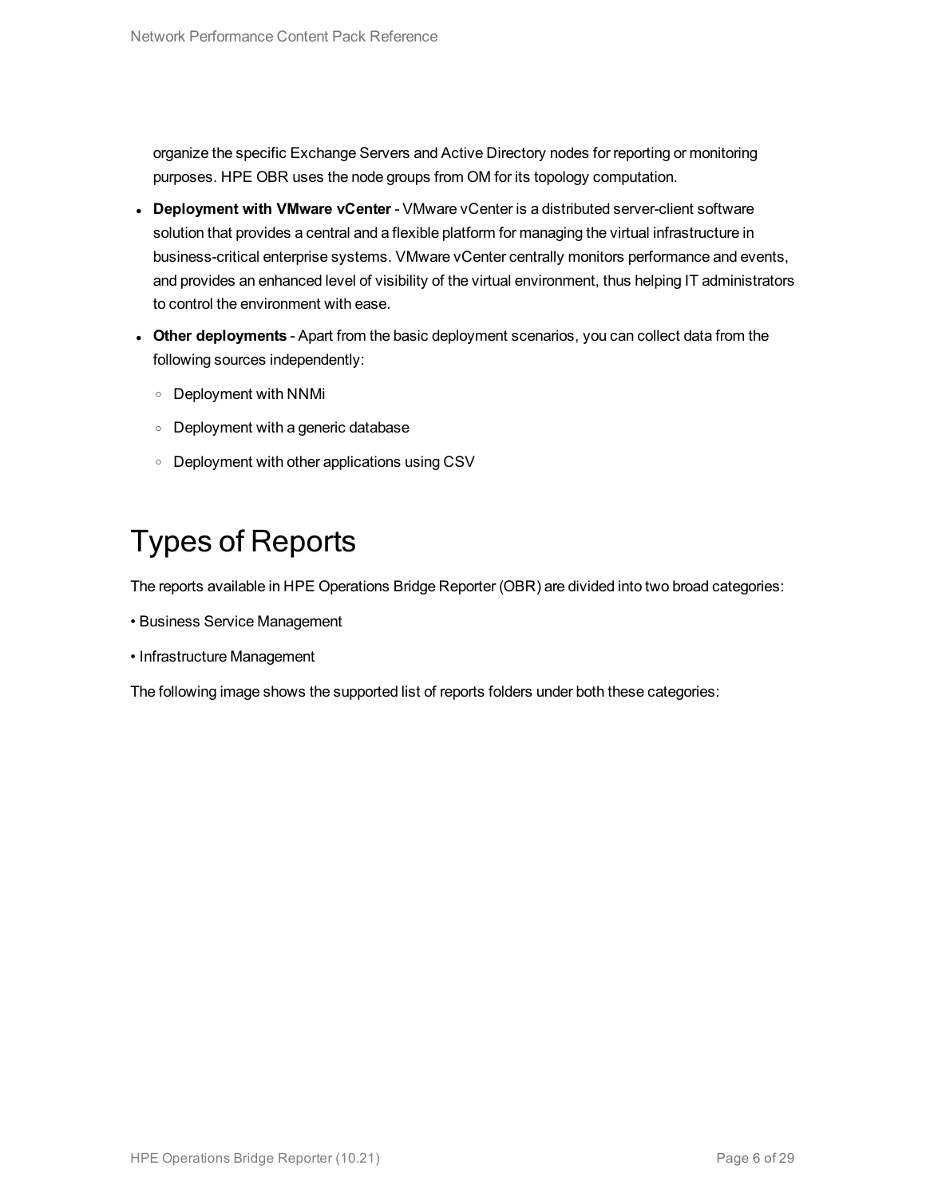organize the specific Exchange Servers and Active Directory nodes for reporting or monitoring purposes. HPE OBR uses the node groups from OM for its topology computation.

- **Deployment with VMware vCenter** - VMware vCenter is a distributed server-client software solution that provides a central and a flexible platform for managing the virtual infrastructure in business-critical enterprise systems. VMware vCenter centrally monitors performance and events, and provides an enhanced level of visibility of the virtual environment, thus helping IT administrators to control the environment with ease.
- **Other deployments** - Apart from the basic deployment scenarios, you can collect data from the following sources independently:
  - Deployment with NNMi
  - Deployment with a generic database
  - Deployment with other applications using CSV

# Types of Reports

The reports available in HPE Operations Bridge Reporter (OBR) are divided into two broad categories:

• Business Service Management

• Infrastructure Management

The following image shows the supported list of reports folders under both these categories: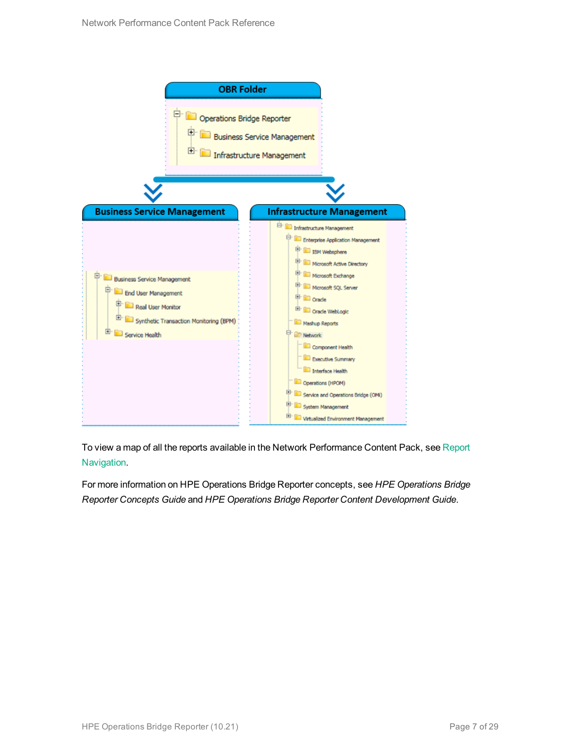To view a map of all the reports available in the Network Performance Content Pack, see Report Navigation.

For more information on HPE Operations Bridge Reporter concepts, see *HPE Operations Bridge Reporter Concepts Guide* and *HPE Operations Bridge Reporter Content Development Guide*.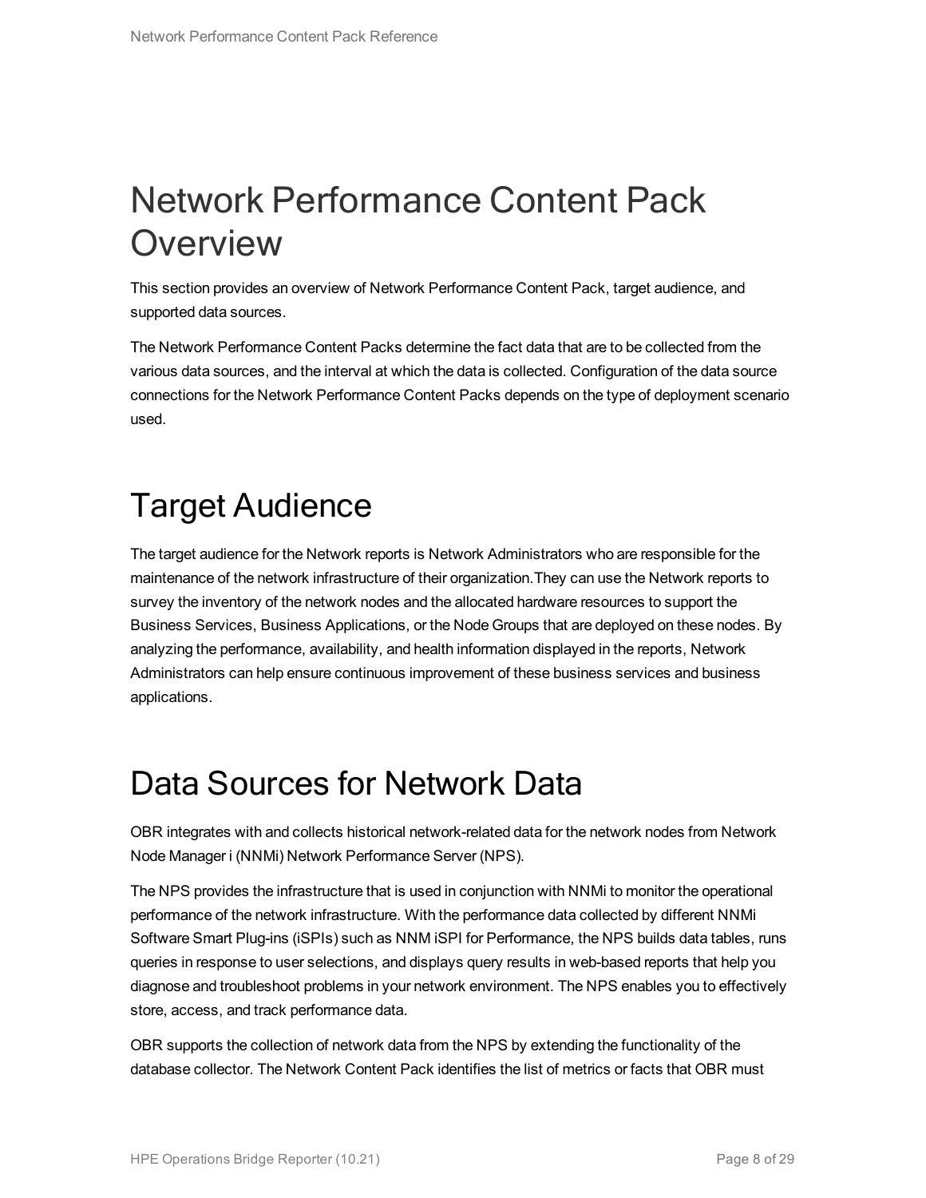# Network Performance Content Pack Overview

This section provides an overview of Network Performance Content Pack, target audience, and supported data sources.

The Network Performance Content Packs determine the fact data that are to be collected from the various data sources, and the interval at which the data is collected. Configuration of the data source connections for the Network Performance Content Packs depends on the type of deployment scenario used.

# Target Audience

The target audience for the Network reports is Network Administrators who are responsible for the maintenance of the network infrastructure of their organization.They can use the Network reports to survey the inventory of the network nodes and the allocated hardware resources to support the Business Services, Business Applications, or the Node Groups that are deployed on these nodes. By analyzing the performance, availability, and health information displayed in the reports, Network Administrators can help ensure continuous improvement of these business services and business applications.

# Data Sources for Network Data

OBR integrates with and collects historical network-related data for the network nodes from Network Node Manager i (NNMi) Network Performance Server (NPS).

The NPS provides the infrastructure that is used in conjunction with NNMi to monitor the operational performance of the network infrastructure. With the performance data collected by different NNMi Software Smart Plug-ins (iSPIs) such as NNM iSPI for Performance, the NPS builds data tables, runs queries in response to user selections, and displays query results in web-based reports that help you diagnose and troubleshoot problems in your network environment. The NPS enables you to effectively store, access, and track performance data.

OBR supports the collection of network data from the NPS by extending the functionality of the database collector. The Network Content Pack identifies the list of metrics or facts that OBR must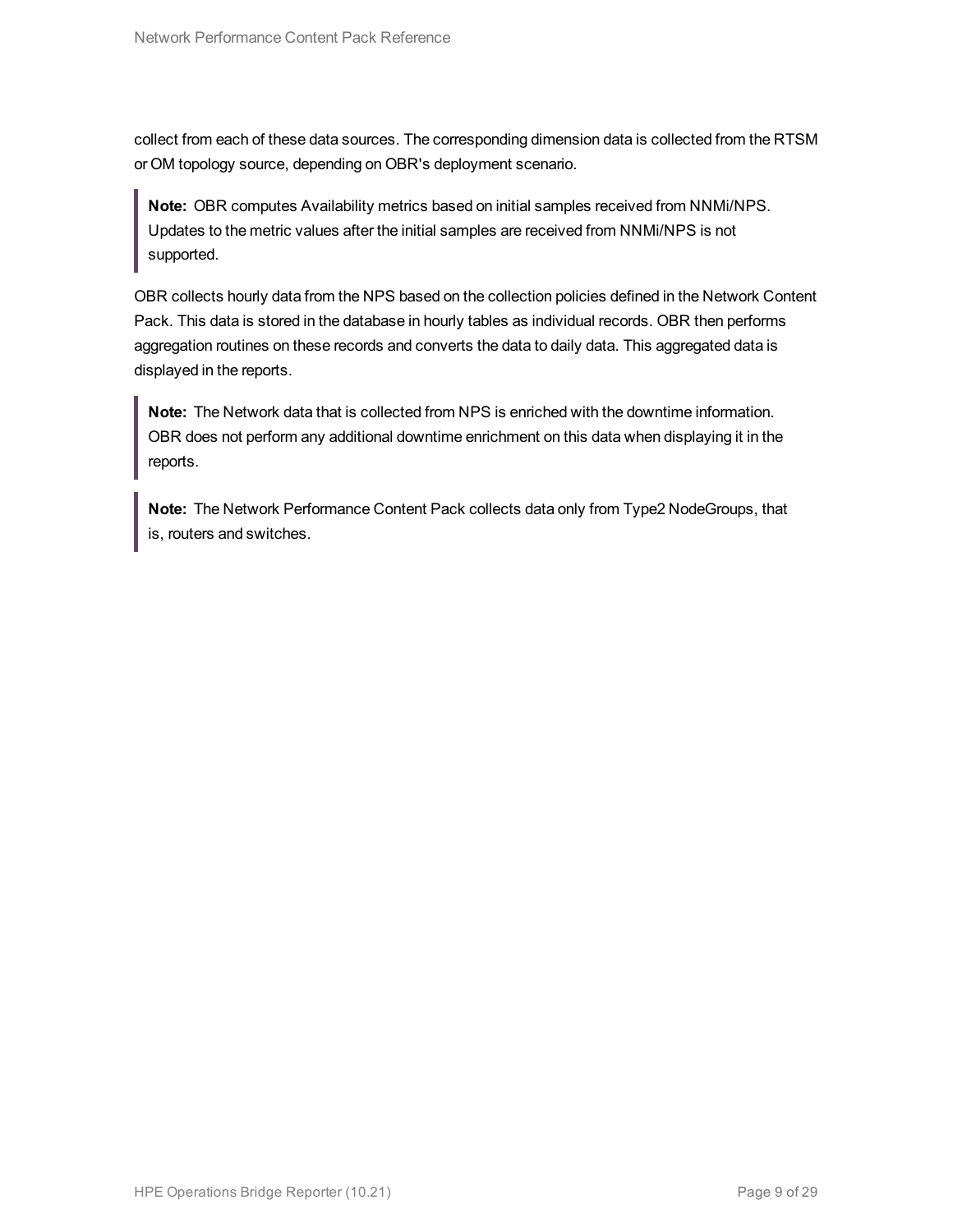collect from each of these data sources. The corresponding dimension data is collected from the RTSM or OM topology source, depending on OBR's deployment scenario.

> **Note:** OBR computes Availability metrics based on initial samples received from NNMi/NPS. Updates to the metric values after the initial samples are received from NNMi/NPS is not supported.

OBR collects hourly data from the NPS based on the collection policies defined in the Network Content Pack. This data is stored in the database in hourly tables as individual records. OBR then performs aggregation routines on these records and converts the data to daily data. This aggregated data is displayed in the reports.

> **Note:** The Network data that is collected from NPS is enriched with the downtime information. OBR does not perform any additional downtime enrichment on this data when displaying it in the reports.

> **Note:** The Network Performance Content Pack collects data only from Type2 NodeGroups, that is, routers and switches.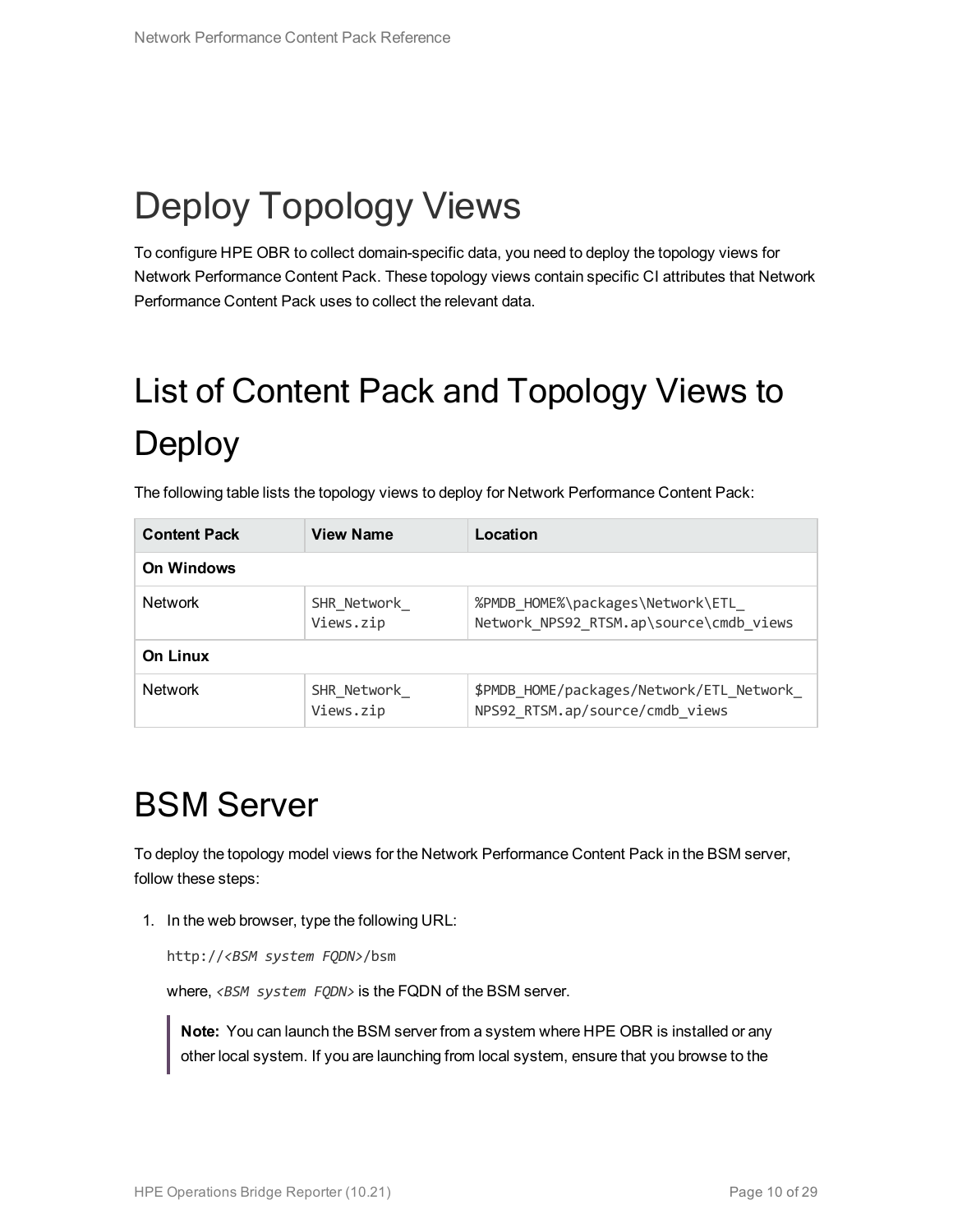# Deploy Topology Views

To configure HPE OBR to collect domain-specific data, you need to deploy the topology views for Network Performance Content Pack. These topology views contain specific CI attributes that Network Performance Content Pack uses to collect the relevant data.

# List of Content Pack and Topology Views to Deploy

The following table lists the topology views to deploy for Network Performance Content Pack:

| Content Pack | View Name | Location |
|---|---|---|
| **On Windows** | | |
| Network | `SHR_Network_Views.zip` | `%PMDB_HOME%\packages\Network\ETL_Network_NPS92_RTSM.ap\source\cmdb_views` |
| **On Linux** | | |
| Network | `SHR_Network_Views.zip` | `$PMDB_HOME/packages/Network/ETL_Network_NPS92_RTSM.ap/source/cmdb_views` |

# BSM Server

To deploy the topology model views for the Network Performance Content Pack in the BSM server, follow these steps:

1. In the web browser, type the following URL:

   `http://<BSM system FQDN>/bsm`

   where, *<BSM system FQDN>* is the FQDN of the BSM server.

   > **Note:** You can launch the BSM server from a system where HPE OBR is installed or any other local system. If you are launching from local system, ensure that you browse to the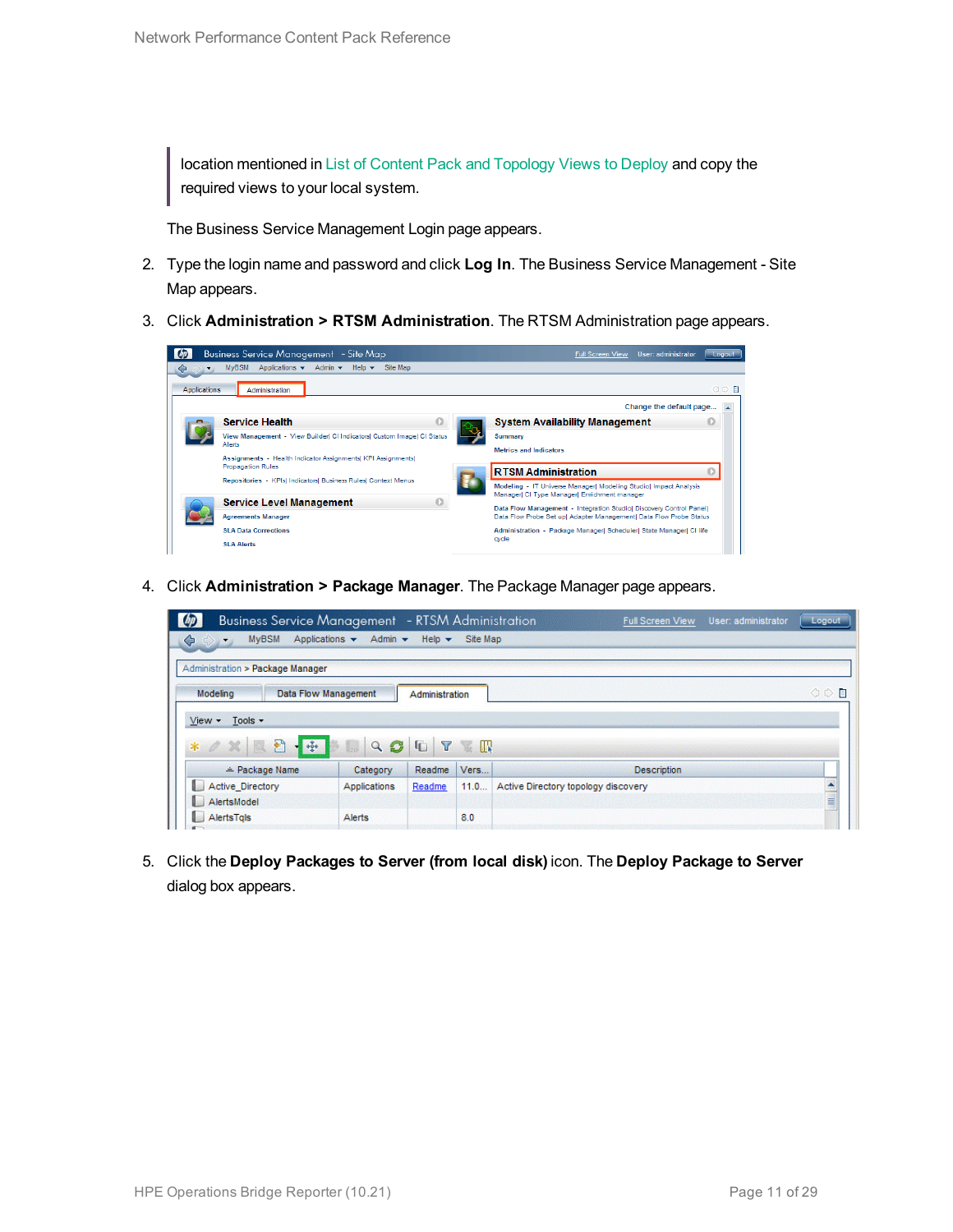> location mentioned in List of Content Pack and Topology Views to Deploy and copy the required views to your local system.

The Business Service Management Login page appears.

2. Type the login name and password and click **Log In**. The Business Service Management - Site Map appears.
3. Click **Administration > RTSM Administration**. The RTSM Administration page appears.
4. Click **Administration > Package Manager**. The Package Manager page appears.
5. Click the **Deploy Packages to Server (from local disk)** icon. The **Deploy Package to Server** dialog box appears.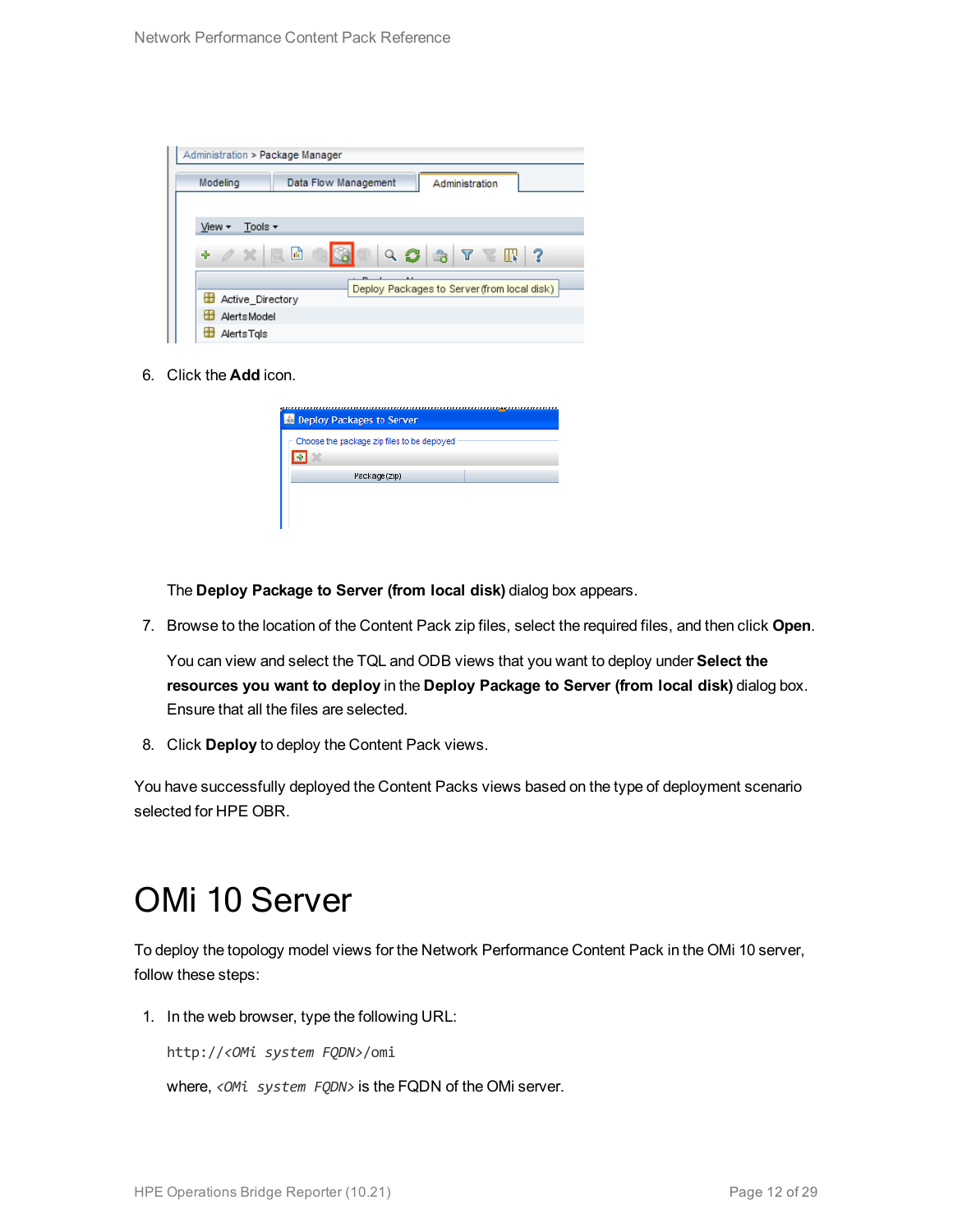6. Click the **Add** icon.

   The **Deploy Package to Server (from local disk)** dialog box appears.

7. Browse to the location of the Content Pack zip files, select the required files, and then click **Open**.

   You can view and select the TQL and ODB views that you want to deploy under **Select the resources you want to deploy** in the **Deploy Package to Server (from local disk)** dialog box. Ensure that all the files are selected.

8. Click **Deploy** to deploy the Content Pack views.

You have successfully deployed the Content Packs views based on the type of deployment scenario selected for HPE OBR.

# OMi 10 Server

To deploy the topology model views for the Network Performance Content Pack in the OMi 10 server, follow these steps:

1. In the web browser, type the following URL:

   `http://<OMi system FQDN>/omi`

   where, *<OMi system FQDN>* is the FQDN of the OMi server.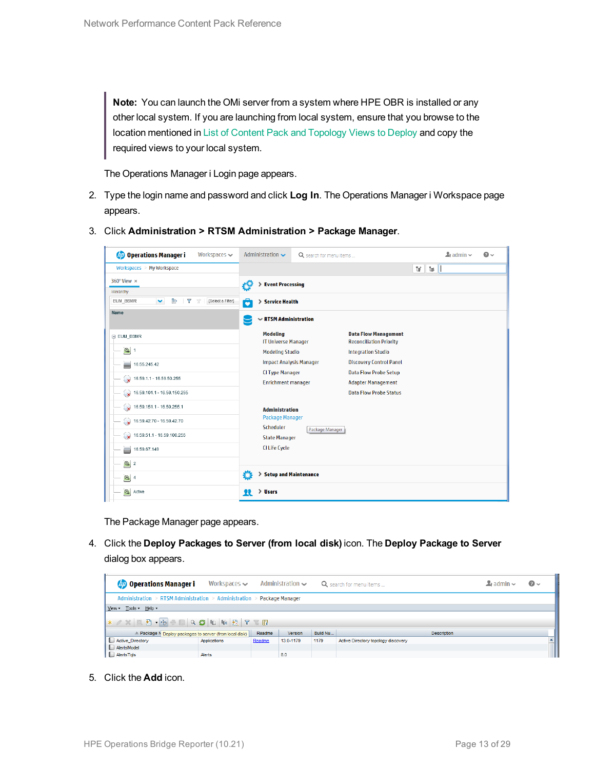> **Note:** You can launch the OMi server from a system where HPE OBR is installed or any other local system. If you are launching from local system, ensure that you browse to the location mentioned in List of Content Pack and Topology Views to Deploy and copy the required views to your local system.

The Operations Manager i Login page appears.

2. Type the login name and password and click **Log In**. The Operations Manager i Workspace page appears.

3. Click **Administration > RTSM Administration > Package Manager**.

   The Package Manager page appears.

4. Click the **Deploy Packages to Server (from local disk)** icon. The **Deploy Package to Server** dialog box appears.

5. Click the **Add** icon.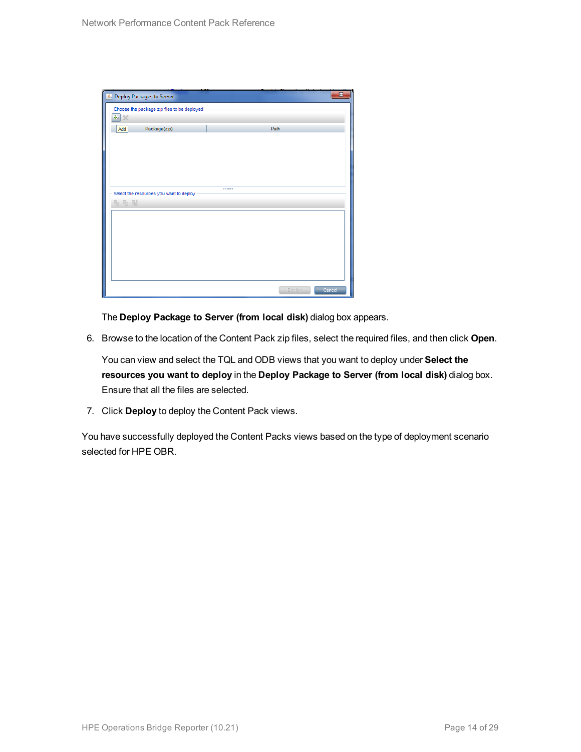The **Deploy Package to Server (from local disk)** dialog box appears.

6. Browse to the location of the Content Pack zip files, select the required files, and then click **Open**.

   You can view and select the TQL and ODB views that you want to deploy under **Select the resources you want to deploy** in the **Deploy Package to Server (from local disk)** dialog box. Ensure that all the files are selected.

7. Click **Deploy** to deploy the Content Pack views.

You have successfully deployed the Content Packs views based on the type of deployment scenario selected for HPE OBR.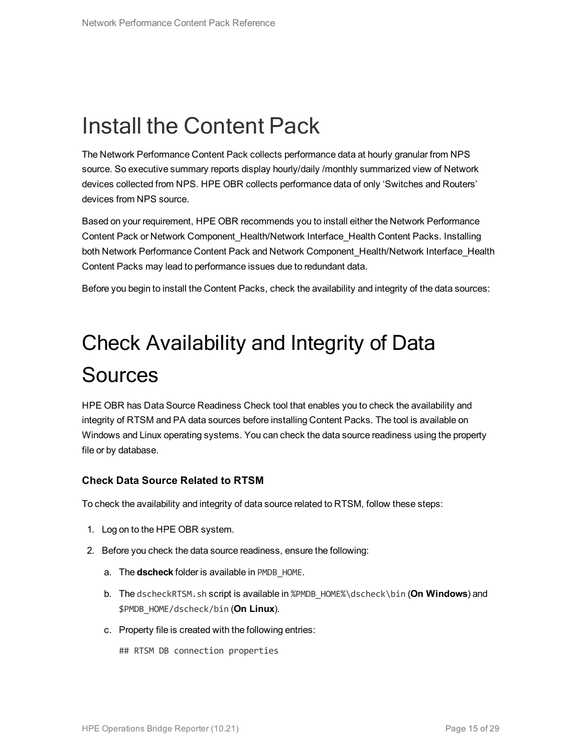# Install the Content Pack

The Network Performance Content Pack collects performance data at hourly granular from NPS source. So executive summary reports display hourly/daily /monthly summarized view of Network devices collected from NPS. HPE OBR collects performance data of only 'Switches and Routers' devices from NPS source.

Based on your requirement, HPE OBR recommends you to install either the Network Performance Content Pack or Network Component_Health/Network Interface_Health Content Packs. Installing both Network Performance Content Pack and Network Component_Health/Network Interface_Health Content Packs may lead to performance issues due to redundant data.

Before you begin to install the Content Packs, check the availability and integrity of the data sources:

# Check Availability and Integrity of Data Sources

HPE OBR has Data Source Readiness Check tool that enables you to check the availability and integrity of RTSM and PA data sources before installing Content Packs. The tool is available on Windows and Linux operating systems. You can check the data source readiness using the property file or by database.

### Check Data Source Related to RTSM

To check the availability and integrity of data source related to RTSM, follow these steps:

1. Log on to the HPE OBR system.
2. Before you check the data source readiness, ensure the following:
   a. The **dscheck** folder is available in `PMDB_HOME`.
   b. The `dscheckRTSM.sh` script is available in `%PMDB_HOME%\dscheck\bin` (**On Windows**) and `$PMDB_HOME/dscheck/bin` (**On Linux**).
   c. Property file is created with the following entries:

   ```
   ## RTSM DB connection properties
   ```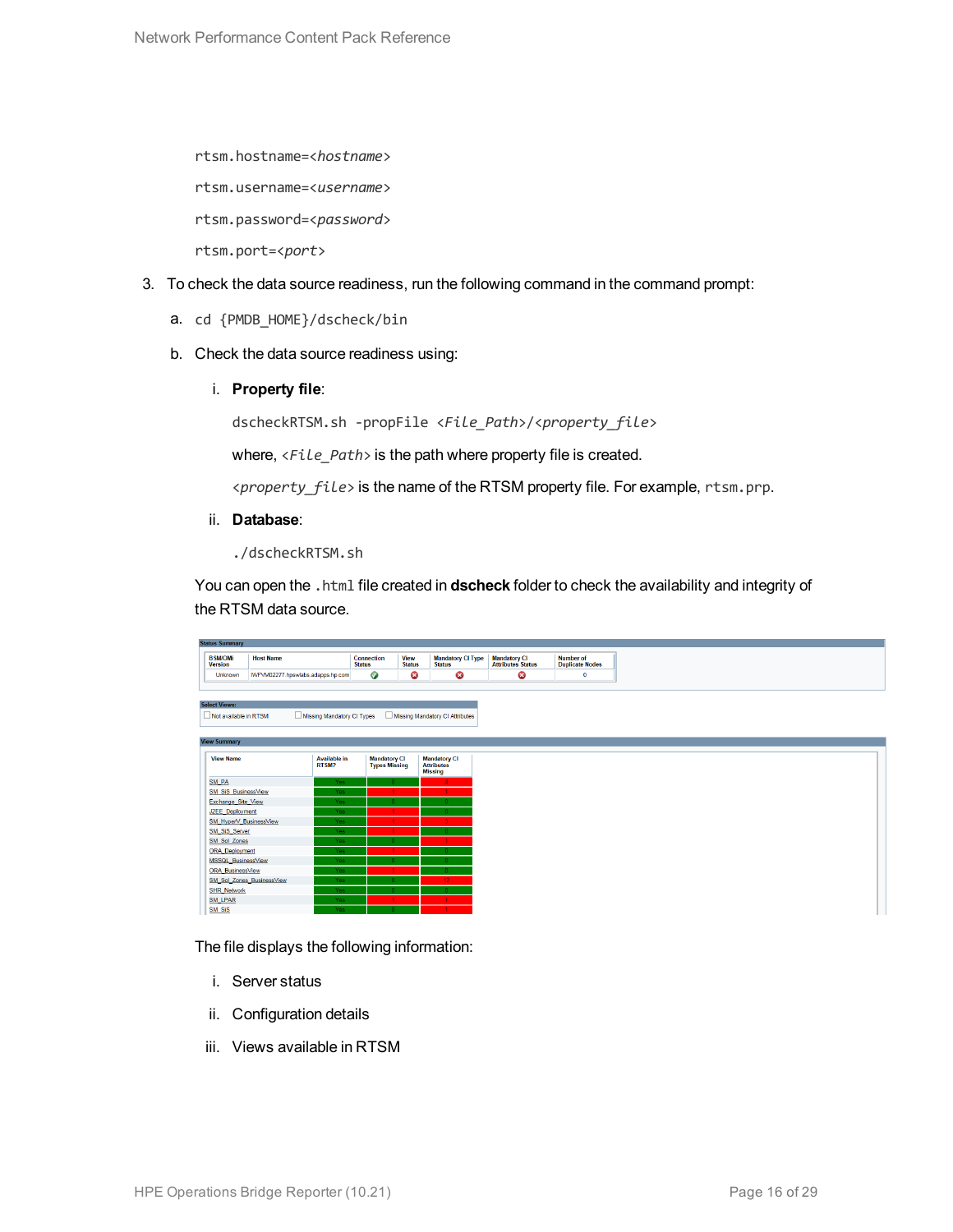```
rtsm.hostname=<hostname>
rtsm.username=<username>
rtsm.password=<password>
rtsm.port=<port>
```

3. To check the data source readiness, run the following command in the command prompt:

   a. `cd {PMDB_HOME}/dscheck/bin`

   b. Check the data source readiness using:

      i. **Property file**:

         `dscheckRTSM.sh -propFile <File_Path>/<property_file>`

         where, *<File_Path>* is the path where property file is created.

         *<property_file>* is the name of the RTSM property file. For example, `rtsm.prp`.

      ii. **Database**:

         `./dscheckRTSM.sh`

   You can open the `.html` file created in **dscheck** folder to check the availability and integrity of the RTSM data source.

   The file displays the following information:

   i. Server status

   ii. Configuration details

   iii. Views available in RTSM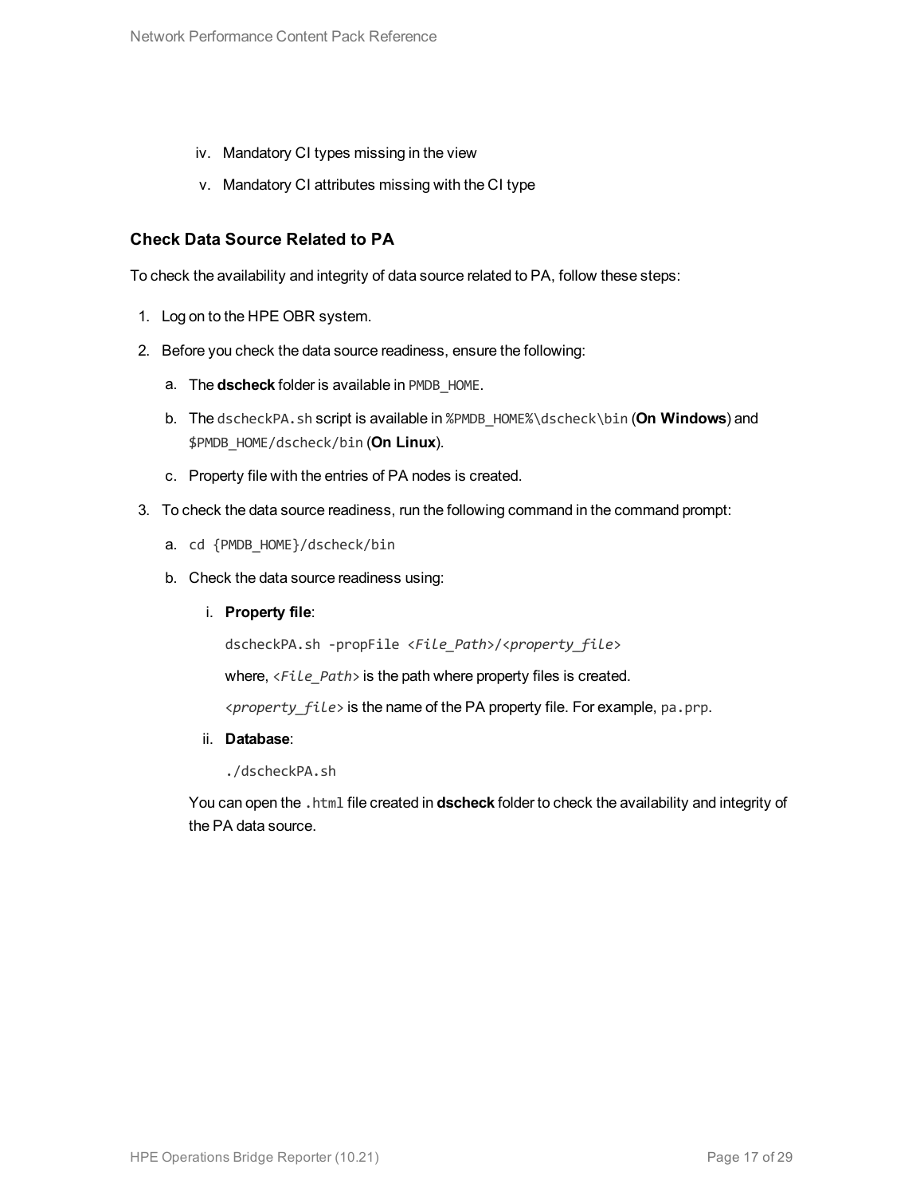iv. Mandatory CI types missing in the view
v. Mandatory CI attributes missing with the CI type

### Check Data Source Related to PA

To check the availability and integrity of data source related to PA, follow these steps:

1. Log on to the HPE OBR system.
2. Before you check the data source readiness, ensure the following:
   a. The **dscheck** folder is available in `PMDB_HOME`.
   b. The `dscheckPA.sh` script is available in `%PMDB_HOME%\dscheck\bin` (**On Windows**) and `$PMDB_HOME/dscheck/bin` (**On Linux**).
   c. Property file with the entries of PA nodes is created.
3. To check the data source readiness, run the following command in the command prompt:
   a. `cd {PMDB_HOME}/dscheck/bin`
   b. Check the data source readiness using:
      i. **Property file**:

         `dscheckPA.sh -propFile <File_Path>/<property_file>`

         where, `<File_Path>` is the path where property files is created.

         `<property_file>` is the name of the PA property file. For example, `pa.prp`.

      ii. **Database**:

         `./dscheckPA.sh`

   You can open the `.html` file created in **dscheck** folder to check the availability and integrity of the PA data source.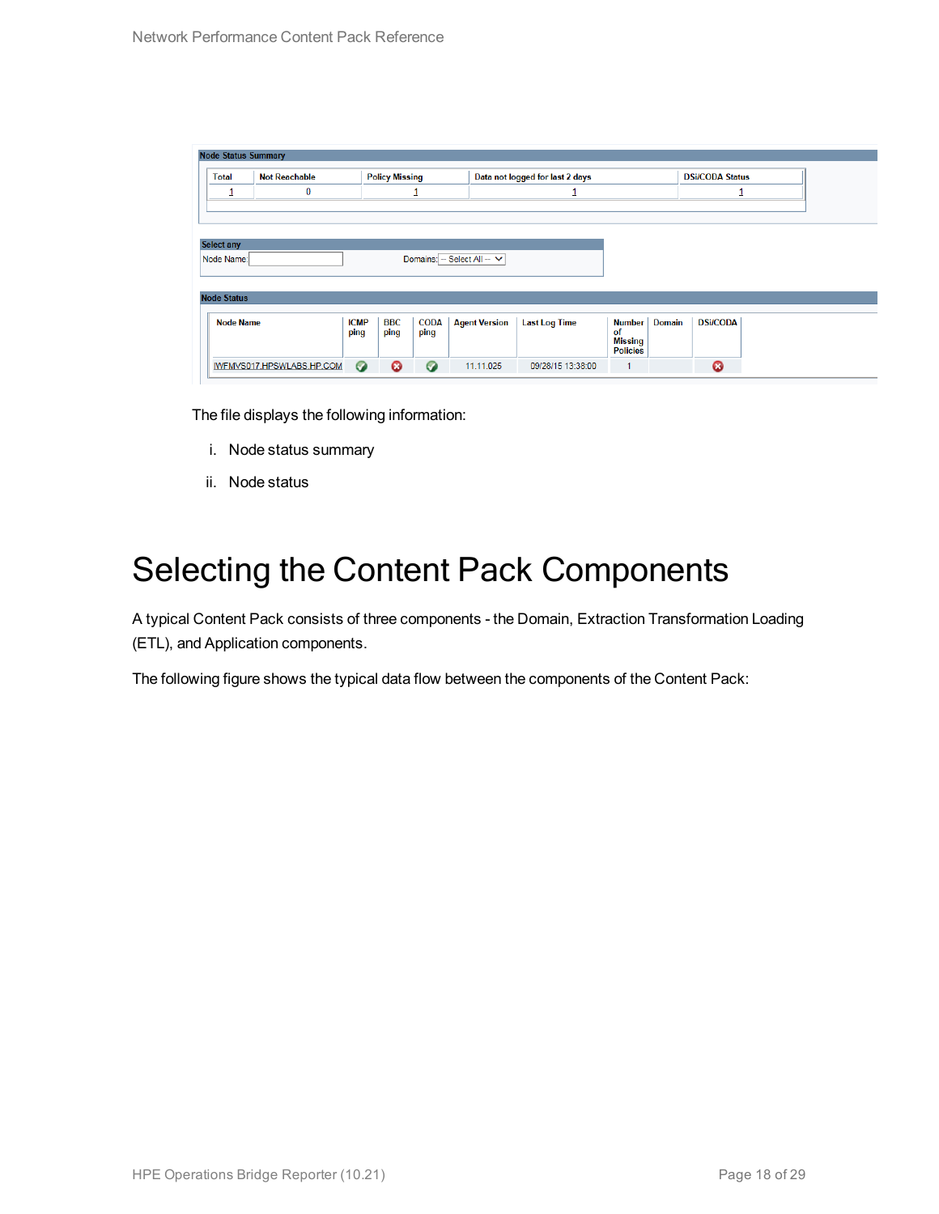**Node Status Summary**

| Total | Not Reachable | Policy Missing | Data not logged for last 2 days | DSi/CODA Status |
|---|---|---|---|---|
| 1 | 0 | 1 | 1 | 1 |

**Select any**

Node Name: Domains: -- Select All --

**Node Status**

| Node Name | ICMP ping | BBC ping | CODA ping | Agent Version | Last Log Time | Number of Missing Policies | Domain | DSi/CODA |
|---|---|---|---|---|---|---|---|---|
| IWFMVS017.HPSWLABS.HP.COM | ✔ | ✖ | ✔ | 11.11.025 | 09/28/15 13:38:00 | 1 | | ✖ |

The file displays the following information:

i. Node status summary

ii. Node status

# Selecting the Content Pack Components

A typical Content Pack consists of three components - the Domain, Extraction Transformation Loading (ETL), and Application components.

The following figure shows the typical data flow between the components of the Content Pack: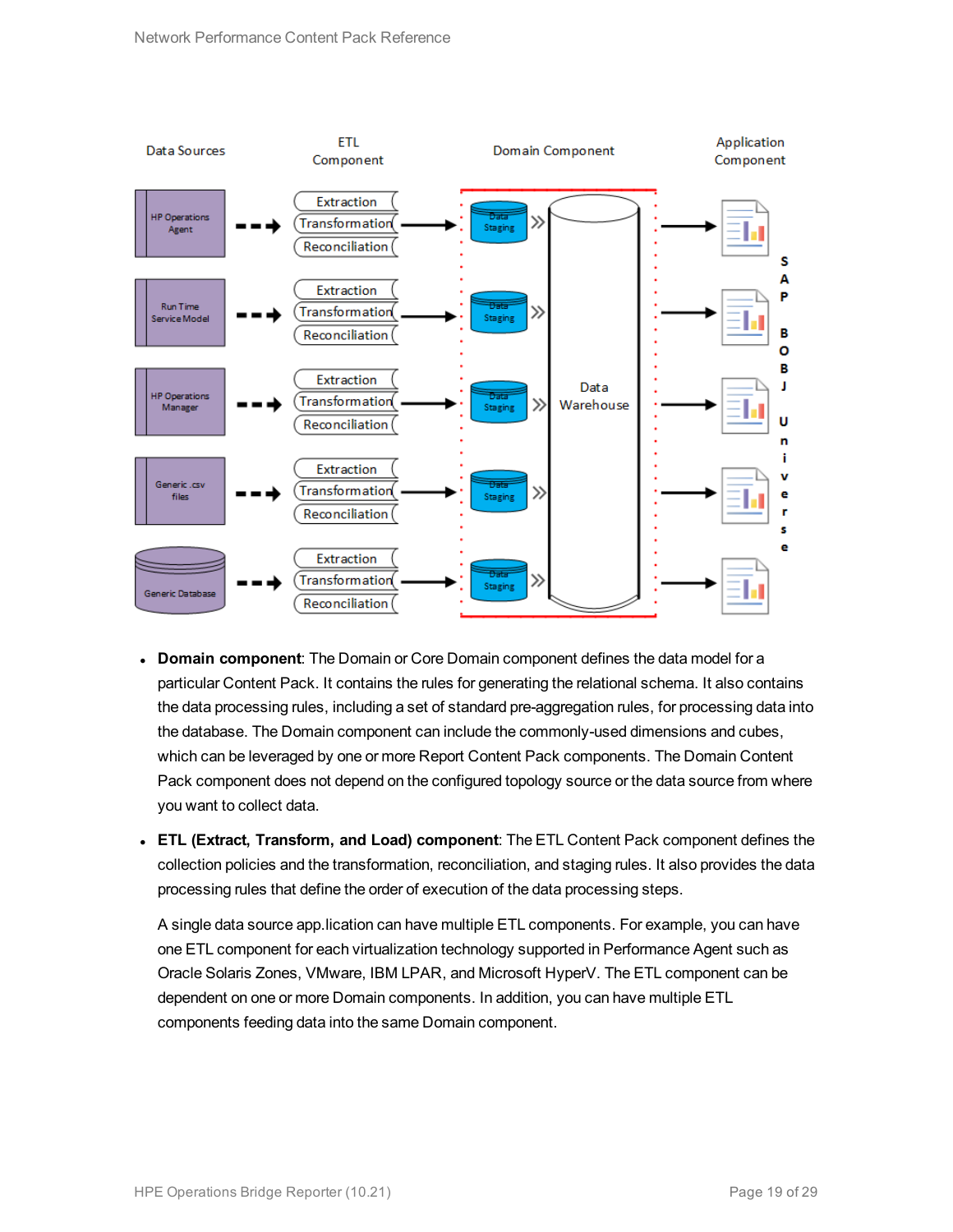- **Domain component**: The Domain or Core Domain component defines the data model for a particular Content Pack. It contains the rules for generating the relational schema. It also contains the data processing rules, including a set of standard pre-aggregation rules, for processing data into the database. The Domain component can include the commonly-used dimensions and cubes, which can be leveraged by one or more Report Content Pack components. The Domain Content Pack component does not depend on the configured topology source or the data source from where you want to collect data.
- **ETL (Extract, Transform, and Load) component**: The ETL Content Pack component defines the collection policies and the transformation, reconciliation, and staging rules. It also provides the data processing rules that define the order of execution of the data processing steps.

  A single data source app.lication can have multiple ETL components. For example, you can have one ETL component for each virtualization technology supported in Performance Agent such as Oracle Solaris Zones, VMware, IBM LPAR, and Microsoft HyperV. The ETL component can be dependent on one or more Domain components. In addition, you can have multiple ETL components feeding data into the same Domain component.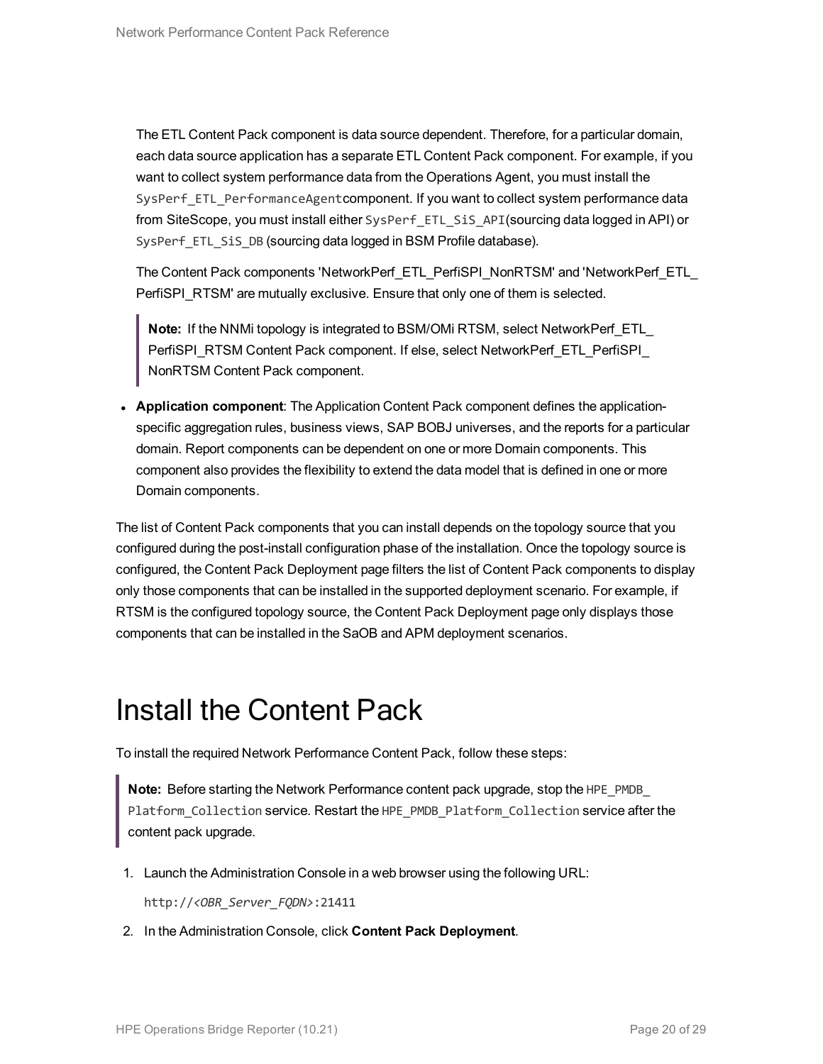The ETL Content Pack component is data source dependent. Therefore, for a particular domain, each data source application has a separate ETL Content Pack component. For example, if you want to collect system performance data from the Operations Agent, you must install the `SysPerf_ETL_PerformanceAgent` component. If you want to collect system performance data from SiteScope, you must install either `SysPerf_ETL_SiS_API` (sourcing data logged in API) or `SysPerf_ETL_SiS_DB` (sourcing data logged in BSM Profile database).

The Content Pack components 'NetworkPerf_ETL_PerfiSPI_NonRTSM' and 'NetworkPerf_ETL_PerfiSPI_RTSM' are mutually exclusive. Ensure that only one of them is selected.

> **Note:** If the NNMi topology is integrated to BSM/OMi RTSM, select NetworkPerf_ETL_PerfiSPI_RTSM Content Pack component. If else, select NetworkPerf_ETL_PerfiSPI_NonRTSM Content Pack component.

- **Application component**: The Application Content Pack component defines the application-specific aggregation rules, business views, SAP BOBJ universes, and the reports for a particular domain. Report components can be dependent on one or more Domain components. This component also provides the flexibility to extend the data model that is defined in one or more Domain components.

The list of Content Pack components that you can install depends on the topology source that you configured during the post-install configuration phase of the installation. Once the topology source is configured, the Content Pack Deployment page filters the list of Content Pack components to display only those components that can be installed in the supported deployment scenario. For example, if RTSM is the configured topology source, the Content Pack Deployment page only displays those components that can be installed in the SaOB and APM deployment scenarios.

# Install the Content Pack

To install the required Network Performance Content Pack, follow these steps:

> **Note:** Before starting the Network Performance content pack upgrade, stop the `HPE_PMDB_Platform_Collection` service. Restart the `HPE_PMDB_Platform_Collection` service after the content pack upgrade.

1. Launch the Administration Console in a web browser using the following URL:

   `http://<OBR_Server_FQDN>:21411`

2. In the Administration Console, click **Content Pack Deployment**.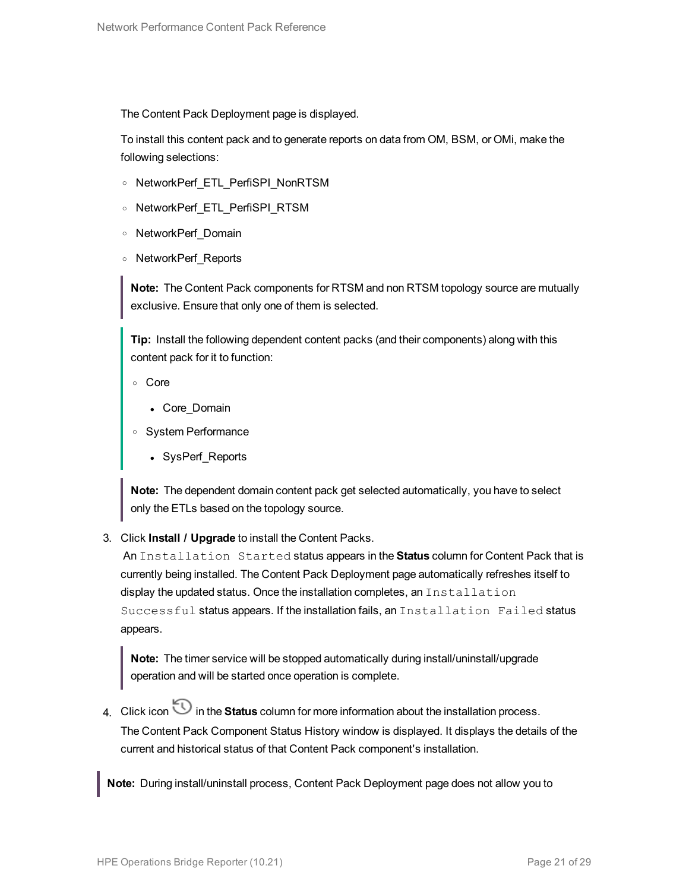The Content Pack Deployment page is displayed.

To install this content pack and to generate reports on data from OM, BSM, or OMi, make the following selections:

- NetworkPerf_ETL_PerfiSPI_NonRTSM
- NetworkPerf_ETL_PerfiSPI_RTSM
- NetworkPerf_Domain
- NetworkPerf_Reports

> **Note:** The Content Pack components for RTSM and non RTSM topology source are mutually exclusive. Ensure that only one of them is selected.

> **Tip:** Install the following dependent content packs (and their components) along with this content pack for it to function:
>
> - Core
>   - Core_Domain
> - System Performance
>   - SysPerf_Reports

> **Note:** The dependent domain content pack get selected automatically, you have to select only the ETLs based on the topology source.

3. Click **Install / Upgrade** to install the Content Packs.
   An `Installation Started` status appears in the **Status** column for Content Pack that is currently being installed. The Content Pack Deployment page automatically refreshes itself to display the updated status. Once the installation completes, an `Installation Successful` status appears. If the installation fails, an `Installation Failed` status appears.

   > **Note:** The timer service will be stopped automatically during install/uninstall/upgrade operation and will be started once operation is complete.

4. Click icon in the **Status** column for more information about the installation process.
   The Content Pack Component Status History window is displayed. It displays the details of the current and historical status of that Content Pack component's installation.

> **Note:** During install/uninstall process, Content Pack Deployment page does not allow you to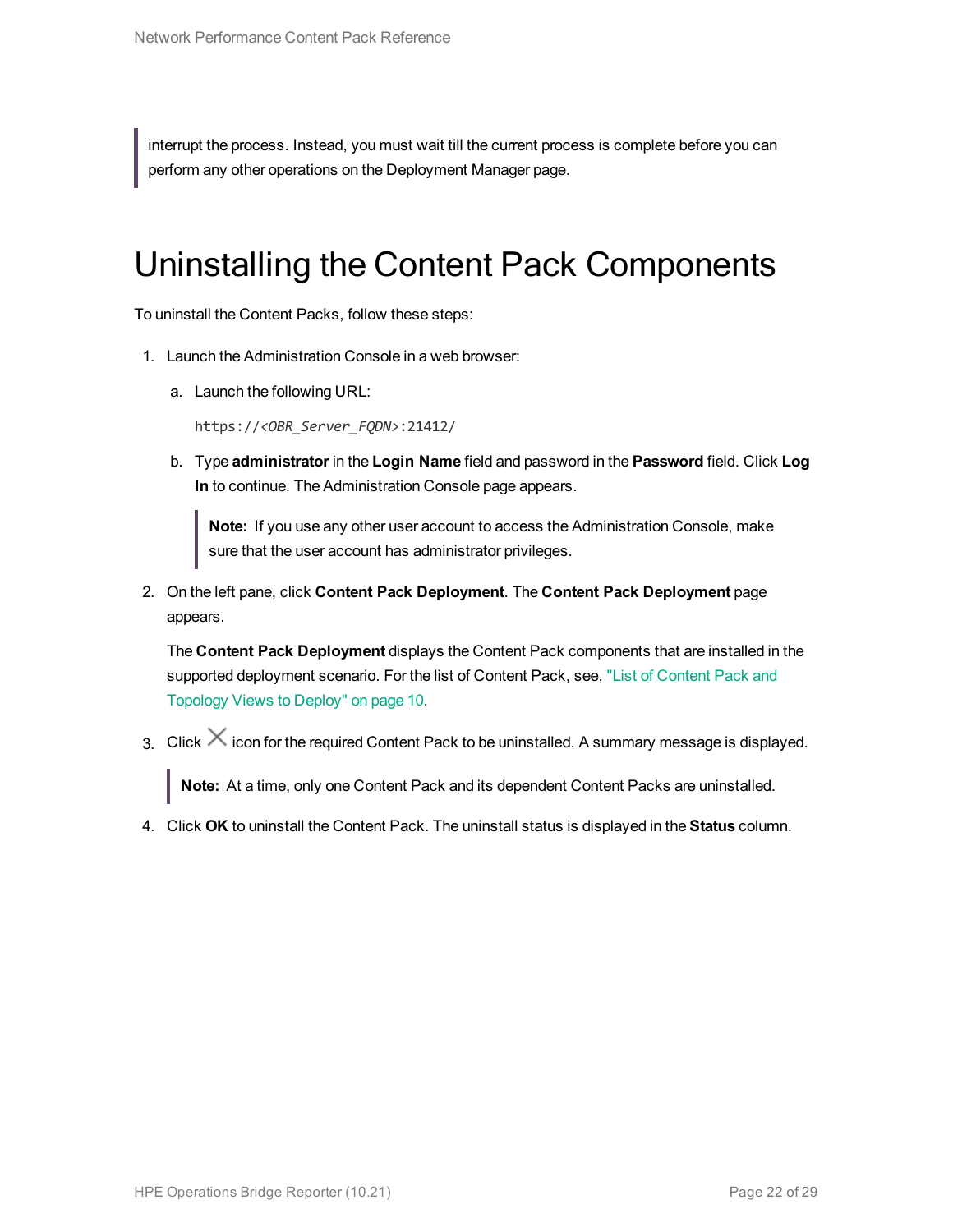> interrupt the process. Instead, you must wait till the current process is complete before you can perform any other operations on the Deployment Manager page.

# Uninstalling the Content Pack Components

To uninstall the Content Packs, follow these steps:

1. Launch the Administration Console in a web browser:

   a. Launch the following URL:

      `https://<OBR_Server_FQDN>:21412/`

   b. Type **administrator** in the **Login Name** field and password in the **Password** field. Click **Log In** to continue. The Administration Console page appears.

      > **Note:** If you use any other user account to access the Administration Console, make sure that the user account has administrator privileges.

2. On the left pane, click **Content Pack Deployment**. The **Content Pack Deployment** page appears.

   The **Content Pack Deployment** displays the Content Pack components that are installed in the supported deployment scenario. For the list of Content Pack, see, "List of Content Pack and Topology Views to Deploy" on page 10.

3. Click ✕ icon for the required Content Pack to be uninstalled. A summary message is displayed.

   > **Note:** At a time, only one Content Pack and its dependent Content Packs are uninstalled.

4. Click **OK** to uninstall the Content Pack. The uninstall status is displayed in the **Status** column.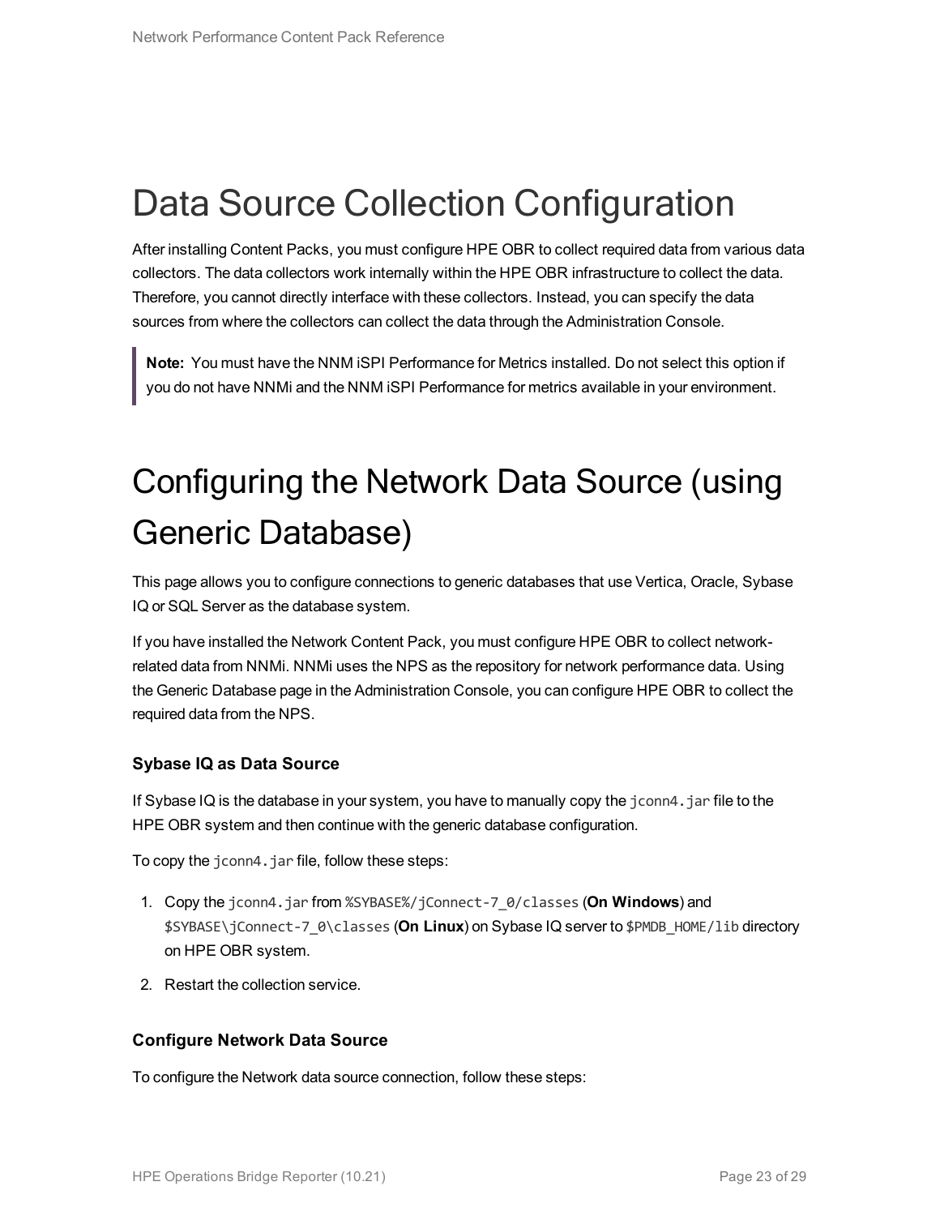# Data Source Collection Configuration

After installing Content Packs, you must configure HPE OBR to collect required data from various data collectors. The data collectors work internally within the HPE OBR infrastructure to collect the data. Therefore, you cannot directly interface with these collectors. Instead, you can specify the data sources from where the collectors can collect the data through the Administration Console.

> **Note:** You must have the NNM iSPI Performance for Metrics installed. Do not select this option if you do not have NNMi and the NNM iSPI Performance for metrics available in your environment.

# Configuring the Network Data Source (using Generic Database)

This page allows you to configure connections to generic databases that use Vertica, Oracle, Sybase IQ or SQL Server as the database system.

If you have installed the Network Content Pack, you must configure HPE OBR to collect network-related data from NNMi. NNMi uses the NPS as the repository for network performance data. Using the Generic Database page in the Administration Console, you can configure HPE OBR to collect the required data from the NPS.

### Sybase IQ as Data Source

If Sybase IQ is the database in your system, you have to manually copy the `jconn4.jar` file to the HPE OBR system and then continue with the generic database configuration.

To copy the `jconn4.jar` file, follow these steps:

1. Copy the `jconn4.jar` from `%SYBASE%/jConnect-7_0/classes` (**On Windows**) and `$SYBASE\jConnect-7_0\classes` (**On Linux**) on Sybase IQ server to `$PMDB_HOME/lib` directory on HPE OBR system.
2. Restart the collection service.

### Configure Network Data Source

To configure the Network data source connection, follow these steps: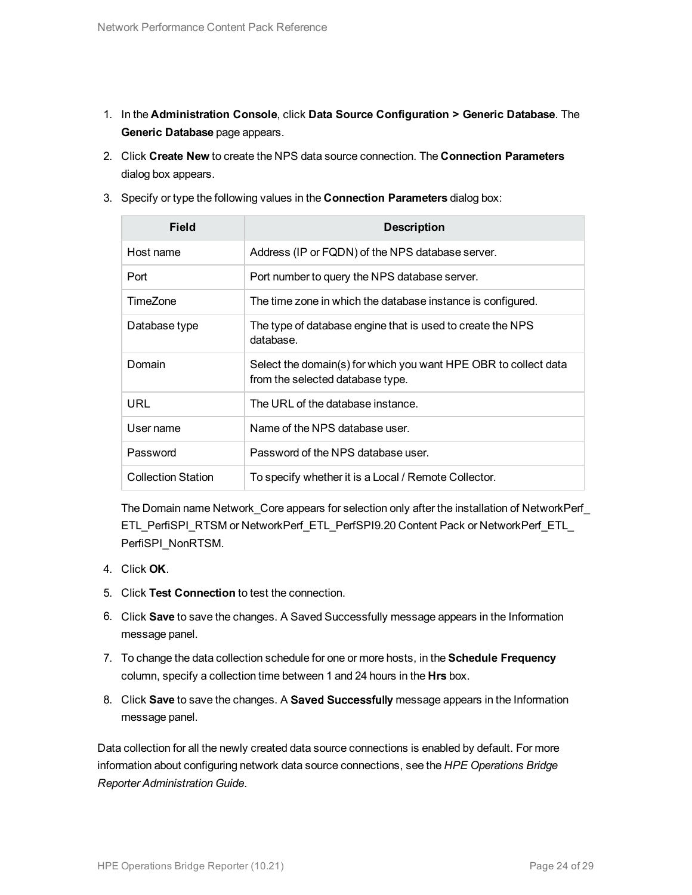1. In the **Administration Console**, click **Data Source Configuration > Generic Database**. The **Generic Database** page appears.
2. Click **Create New** to create the NPS data source connection. The **Connection Parameters** dialog box appears.
3. Specify or type the following values in the **Connection Parameters** dialog box:

| Field | Description |
| --- | --- |
| Host name | Address (IP or FQDN) of the NPS database server. |
| Port | Port number to query the NPS database server. |
| TimeZone | The time zone in which the database instance is configured. |
| Database type | The type of database engine that is used to create the NPS database. |
| Domain | Select the domain(s) for which you want HPE OBR to collect data from the selected database type. |
| URL | The URL of the database instance. |
| User name | Name of the NPS database user. |
| Password | Password of the NPS database user. |
| Collection Station | To specify whether it is a Local / Remote Collector. |

   The Domain name Network_Core appears for selection only after the installation of NetworkPerf_ETL_PerfiSPI_RTSM or NetworkPerf_ETL_PerfSPI9.20 Content Pack or NetworkPerf_ETL_PerfiSPI_NonRTSM.

4. Click **OK**.
5. Click **Test Connection** to test the connection.
6. Click **Save** to save the changes. A Saved Successfully message appears in the Information message panel.
7. To change the data collection schedule for one or more hosts, in the **Schedule Frequency** column, specify a collection time between 1 and 24 hours in the **Hrs** box.
8. Click **Save** to save the changes. A **Saved Successfully** message appears in the Information message panel.

Data collection for all the newly created data source connections is enabled by default. For more information about configuring network data source connections, see the *HPE Operations Bridge Reporter Administration Guide*.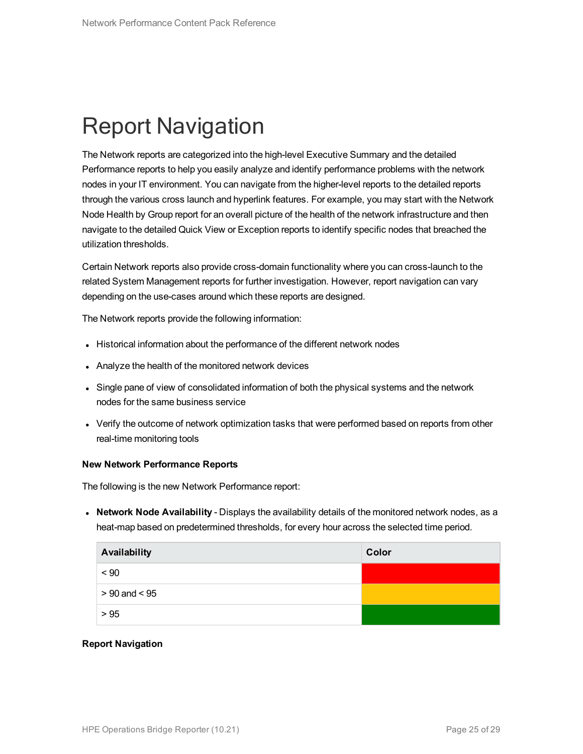# Report Navigation

The Network reports are categorized into the high-level Executive Summary and the detailed Performance reports to help you easily analyze and identify performance problems with the network nodes in your IT environment. You can navigate from the higher-level reports to the detailed reports through the various cross launch and hyperlink features. For example, you may start with the Network Node Health by Group report for an overall picture of the health of the network infrastructure and then navigate to the detailed Quick View or Exception reports to identify specific nodes that breached the utilization thresholds.

Certain Network reports also provide cross-domain functionality where you can cross-launch to the related System Management reports for further investigation. However, report navigation can vary depending on the use-cases around which these reports are designed.

The Network reports provide the following information:

- Historical information about the performance of the different network nodes
- Analyze the health of the monitored network devices
- Single pane of view of consolidated information of both the physical systems and the network nodes for the same business service
- Verify the outcome of network optimization tasks that were performed based on reports from other real-time monitoring tools

**New Network Performance Reports**

The following is the new Network Performance report:

- **Network Node Availability** - Displays the availability details of the monitored network nodes, as a heat-map based on predetermined thresholds, for every hour across the selected time period.

| Availability | Color |
|---|---|
| < 90 | Red |
| > 90 and < 95 | Amber |
| > 95 | Green |

**Report Navigation**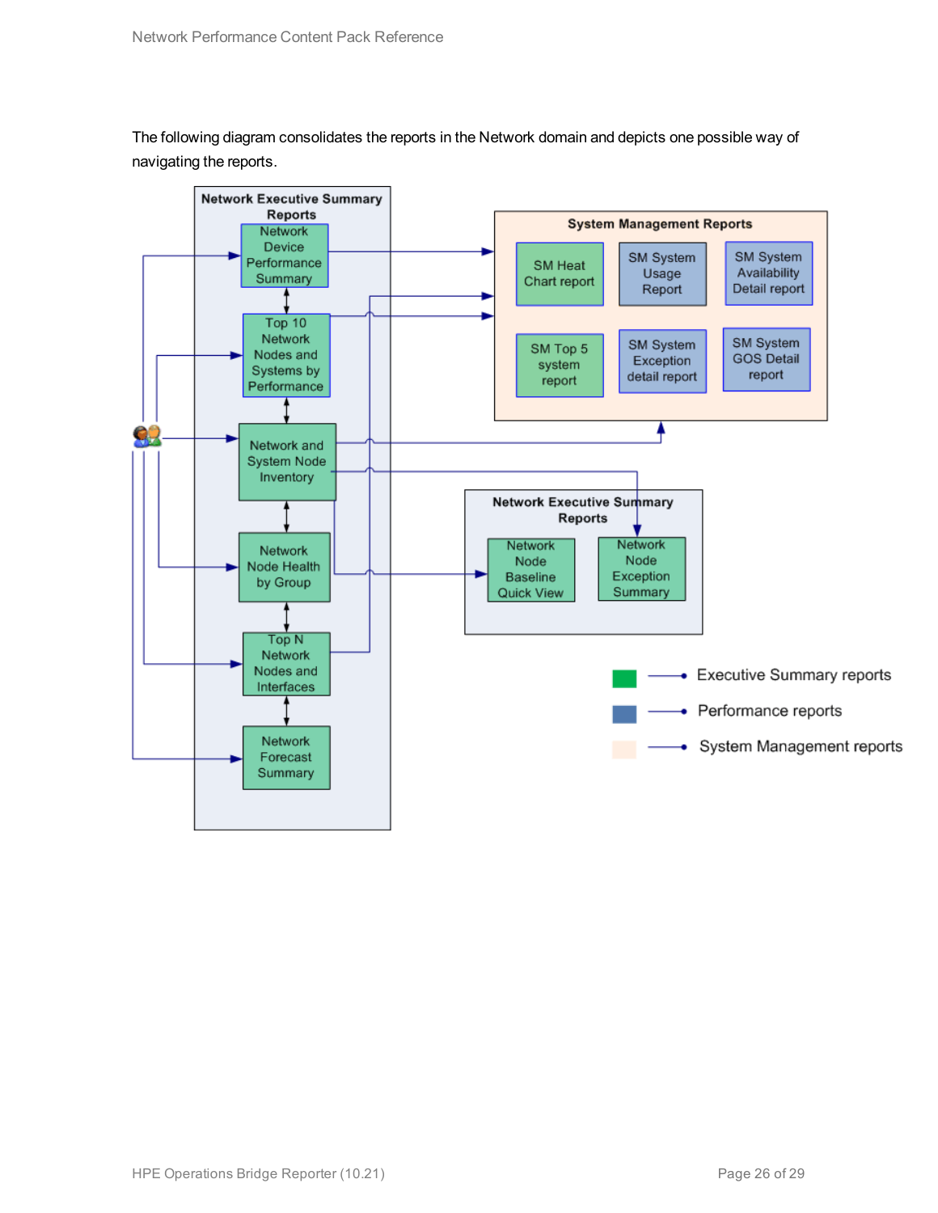The following diagram consolidates the reports in the Network domain and depicts one possible way of navigating the reports.

Network Executive Summary Reports

Network Device Performance Summary

Top 10 Network Nodes and Systems by Performance

Network and System Node Inventory

Network Node Health by Group

Top N Network Nodes and Interfaces

Network Forecast Summary

System Management Reports

SM Heat Chart report

SM System Usage Report

SM System Availability Detail report

SM Top 5 system report

SM System Exception detail report

SM System GOS Detail report

Network Executive Summary Reports

Network Node Baseline Quick View

Network Node Exception Summary

Executive Summary reports

Performance reports

System Management reports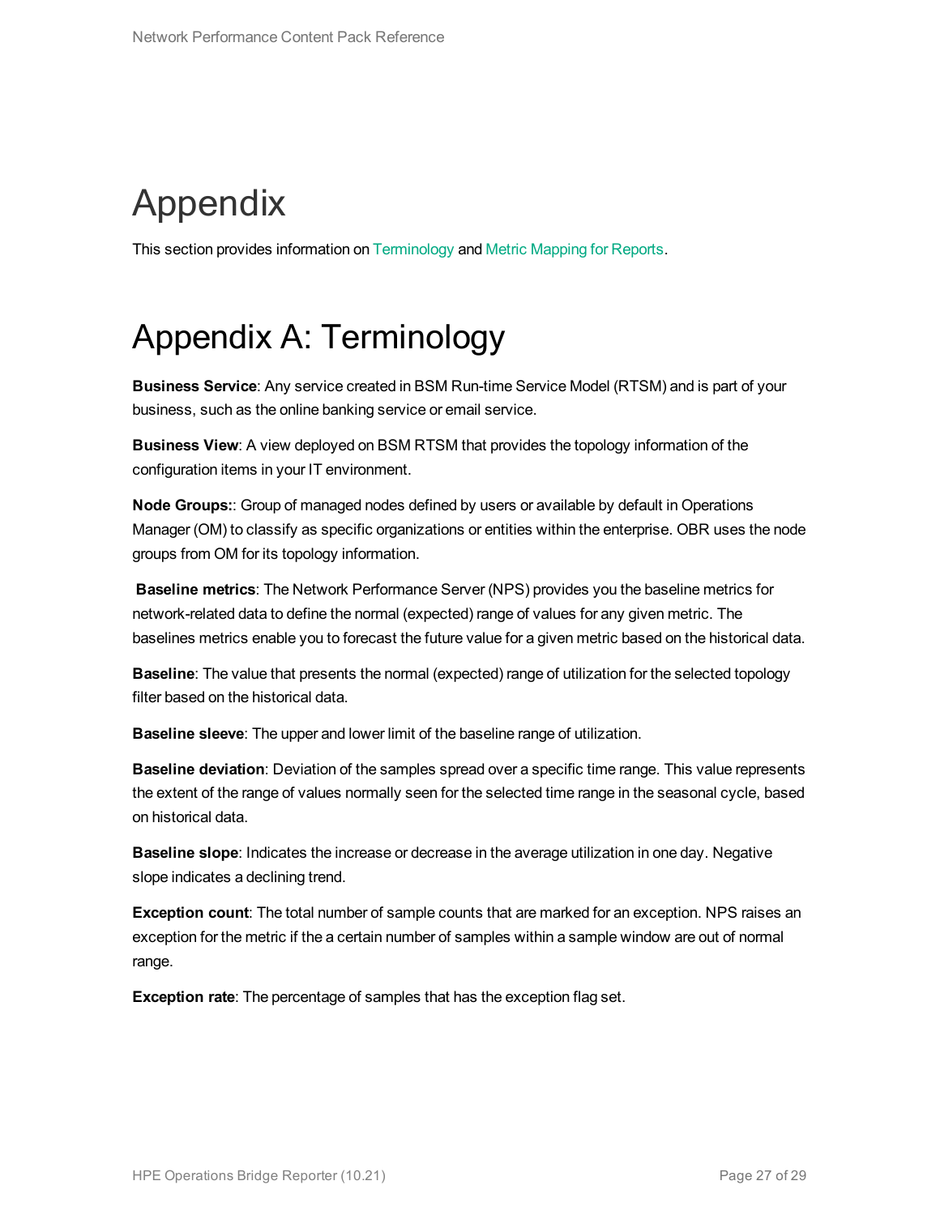# Appendix

This section provides information on Terminology and Metric Mapping for Reports.

# Appendix A: Terminology

**Business Service**: Any service created in BSM Run-time Service Model (RTSM) and is part of your business, such as the online banking service or email service.

**Business View**: A view deployed on BSM RTSM that provides the topology information of the configuration items in your IT environment.

**Node Groups:**: Group of managed nodes defined by users or available by default in Operations Manager (OM) to classify as specific organizations or entities within the enterprise. OBR uses the node groups from OM for its topology information.

**Baseline metrics**: The Network Performance Server (NPS) provides you the baseline metrics for network-related data to define the normal (expected) range of values for any given metric. The baselines metrics enable you to forecast the future value for a given metric based on the historical data.

**Baseline**: The value that presents the normal (expected) range of utilization for the selected topology filter based on the historical data.

**Baseline sleeve**: The upper and lower limit of the baseline range of utilization.

**Baseline deviation**: Deviation of the samples spread over a specific time range. This value represents the extent of the range of values normally seen for the selected time range in the seasonal cycle, based on historical data.

**Baseline slope**: Indicates the increase or decrease in the average utilization in one day. Negative slope indicates a declining trend.

**Exception count**: The total number of sample counts that are marked for an exception. NPS raises an exception for the metric if the a certain number of samples within a sample window are out of normal range.

**Exception rate**: The percentage of samples that has the exception flag set.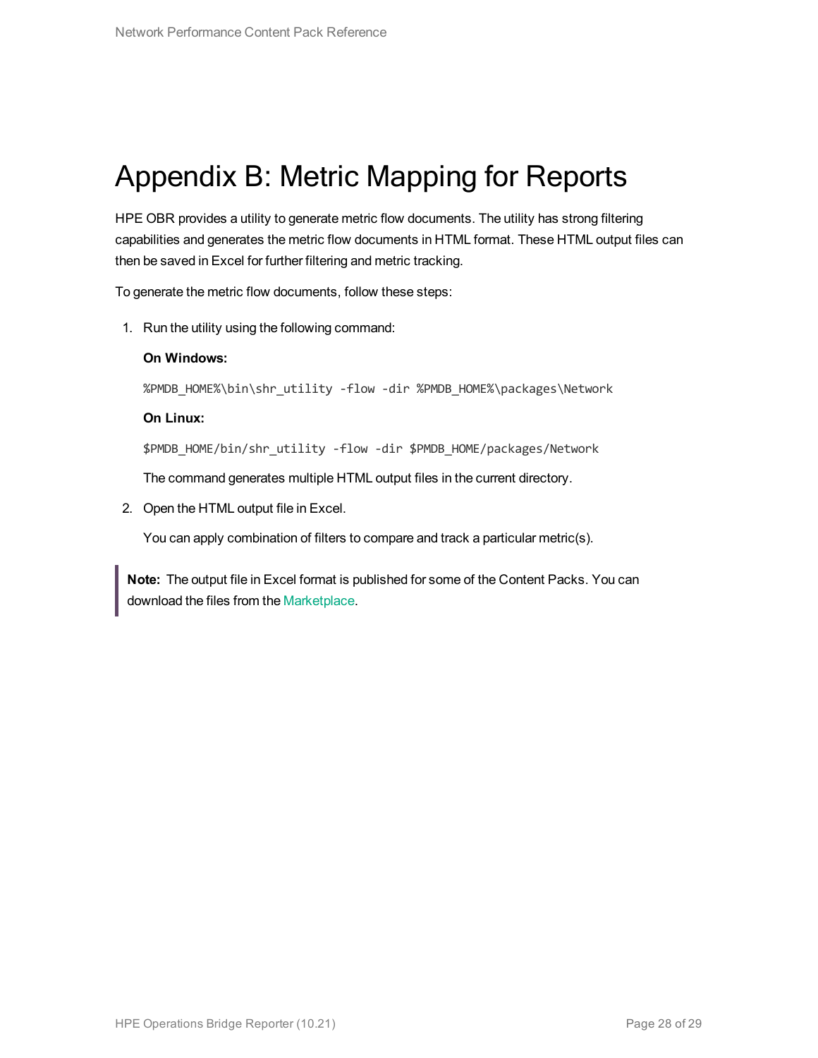# Appendix B: Metric Mapping for Reports

HPE OBR provides a utility to generate metric flow documents. The utility has strong filtering capabilities and generates the metric flow documents in HTML format. These HTML output files can then be saved in Excel for further filtering and metric tracking.

To generate the metric flow documents, follow these steps:

1. Run the utility using the following command:

   **On Windows:**

   ```
   %PMDB_HOME%\bin\shr_utility -flow -dir %PMDB_HOME%\packages\Network
   ```

   **On Linux:**

   ```
   $PMDB_HOME/bin/shr_utility -flow -dir $PMDB_HOME/packages/Network
   ```

   The command generates multiple HTML output files in the current directory.

2. Open the HTML output file in Excel.

   You can apply combination of filters to compare and track a particular metric(s).

> **Note:** The output file in Excel format is published for some of the Content Packs. You can download the files from the Marketplace.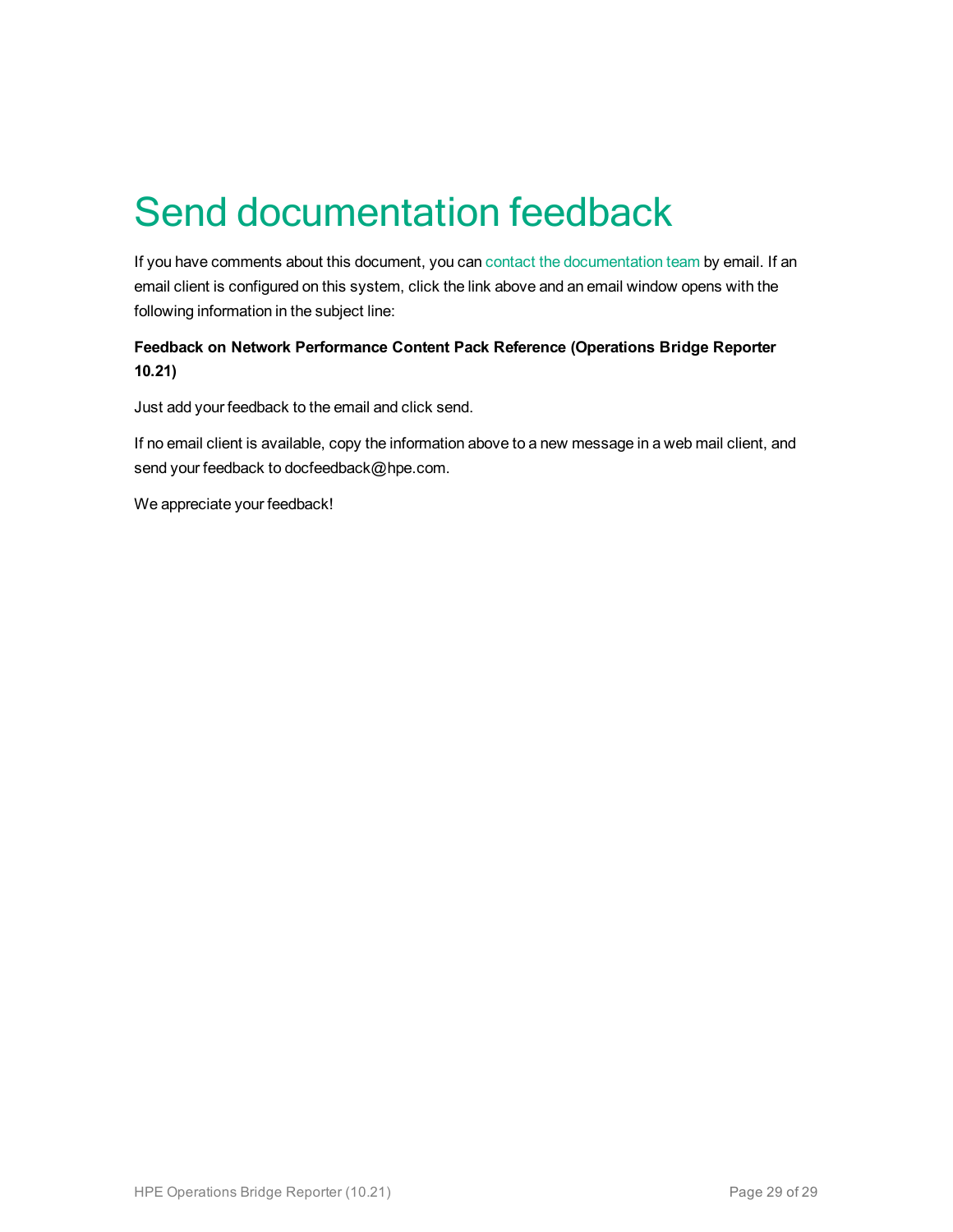# Send documentation feedback

If you have comments about this document, you can contact the documentation team by email. If an email client is configured on this system, click the link above and an email window opens with the following information in the subject line:

**Feedback on Network Performance Content Pack Reference (Operations Bridge Reporter 10.21)**

Just add your feedback to the email and click send.

If no email client is available, copy the information above to a new message in a web mail client, and send your feedback to docfeedback@hpe.com.

We appreciate your feedback!